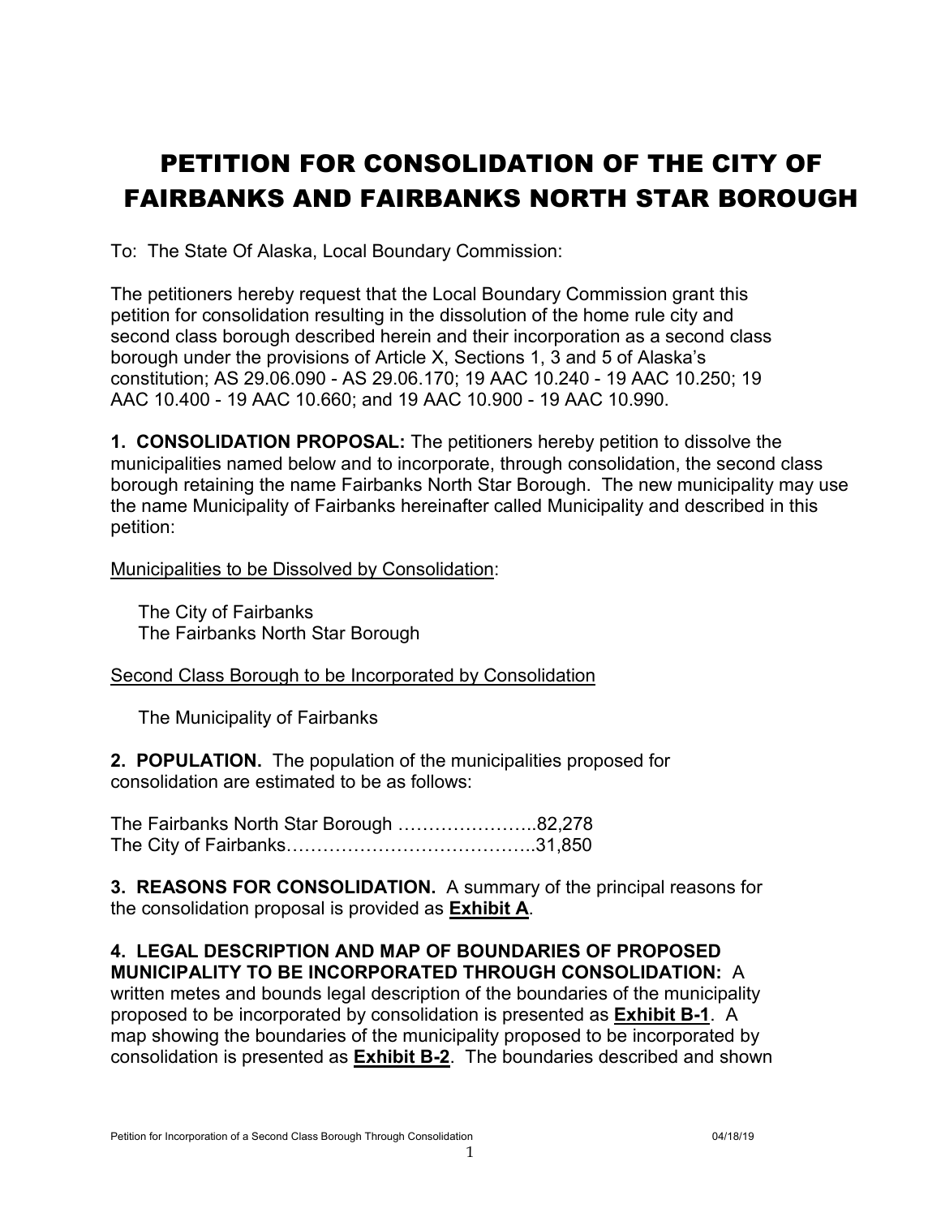# PETITION FOR CONSOLIDATION OF THE CITY OF FAIRBANKS AND FAIRBANKS NORTH STAR BOROUGH

To: The State Of Alaska, Local Boundary Commission:

The petitioners hereby request that the Local Boundary Commission grant this petition for consolidation resulting in the dissolution of the home rule city and second class borough described herein and their incorporation as a second class borough under the provisions of Article X, Sections 1, 3 and 5 of Alaska's constitution; AS 29.06.090 - AS 29.06.170; 19 AAC 10.240 - 19 AAC 10.250; 19 AAC 10.400 - 19 AAC 10.660; and 19 AAC 10.900 - 19 AAC 10.990.

**1. CONSOLIDATION PROPOSAL:** The petitioners hereby petition to dissolve the municipalities named below and to incorporate, through consolidation, the second class borough retaining the name Fairbanks North Star Borough. The new municipality may use the name Municipality of Fairbanks hereinafter called Municipality and described in this petition:

<u>Municipalities to be Dissolved by Consolidation</u>:

The City of Fairbanks
The Fairbanks North Star Borough

<u>Second Class Borough to be Incorporated by Consolidation</u>

The Municipality of Fairbanks

**2. POPULATION.** The population of the municipalities proposed for consolidation are estimated to be as follows:

The Fairbanks North Star Borough …………………..82,278
The City of Fairbanks…………………………………..31,850

**3. REASONS FOR CONSOLIDATION.** A summary of the principal reasons for the consolidation proposal is provided as **<u>Exhibit A</u>**.

**4. LEGAL DESCRIPTION AND MAP OF BOUNDARIES OF PROPOSED MUNICIPALITY TO BE INCORPORATED THROUGH CONSOLIDATION:** A written metes and bounds legal description of the boundaries of the municipality proposed to be incorporated by consolidation is presented as **<u>Exhibit B-1</u>**. A map showing the boundaries of the municipality proposed to be incorporated by consolidation is presented as **<u>Exhibit B-2</u>**. The boundaries described and shown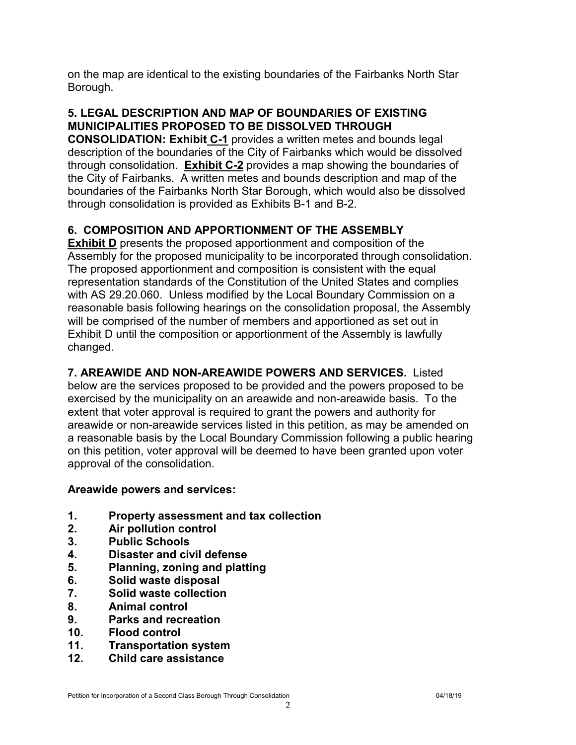on the map are identical to the existing boundaries of the Fairbanks North Star Borough.

## 5. LEGAL DESCRIPTION AND MAP OF BOUNDARIES OF EXISTING MUNICIPALITIES PROPOSED TO BE DISSOLVED THROUGH CONSOLIDATION:

**Exhibit C-1** provides a written metes and bounds legal description of the boundaries of the City of Fairbanks which would be dissolved through consolidation. **Exhibit C-2** provides a map showing the boundaries of the City of Fairbanks. A written metes and bounds description and map of the boundaries of the Fairbanks North Star Borough, which would also be dissolved through consolidation is provided as Exhibits B-1 and B-2.

## 6. COMPOSITION AND APPORTIONMENT OF THE ASSEMBLY

**Exhibit D** presents the proposed apportionment and composition of the Assembly for the proposed municipality to be incorporated through consolidation. The proposed apportionment and composition is consistent with the equal representation standards of the Constitution of the United States and complies with AS 29.20.060. Unless modified by the Local Boundary Commission on a reasonable basis following hearings on the consolidation proposal, the Assembly will be comprised of the number of members and apportioned as set out in Exhibit D until the composition or apportionment of the Assembly is lawfully changed.

## 7. AREAWIDE AND NON-AREAWIDE POWERS AND SERVICES.

Listed below are the services proposed to be provided and the powers proposed to be exercised by the municipality on an areawide and non-areawide basis. To the extent that voter approval is required to grant the powers and authority for areawide or non-areawide services listed in this petition, as may be amended on a reasonable basis by the Local Boundary Commission following a public hearing on this petition, voter approval will be deemed to have been granted upon voter approval of the consolidation.

**Areawide powers and services:**

1. **Property assessment and tax collection**
2. **Air pollution control**
3. **Public Schools**
4. **Disaster and civil defense**
5. **Planning, zoning and platting**
6. **Solid waste disposal**
7. **Solid waste collection**
8. **Animal control**
9. **Parks and recreation**
10. **Flood control**
11. **Transportation system**
12. **Child care assistance**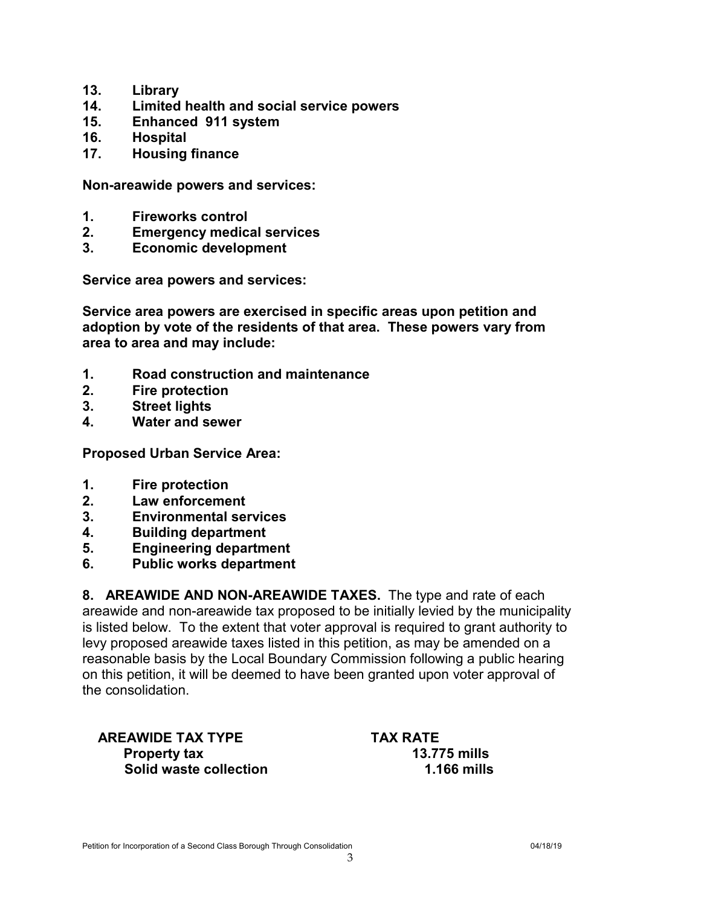13. **Library**
14. **Limited health and social service powers**
15. **Enhanced 911 system**
16. **Hospital**
17. **Housing finance**

**Non-areawide powers and services:**

1. **Fireworks control**
2. **Emergency medical services**
3. **Economic development**

**Service area powers and services:**

**Service area powers are exercised in specific areas upon petition and adoption by vote of the residents of that area. These powers vary from area to area and may include:**

1. **Road construction and maintenance**
2. **Fire protection**
3. **Street lights**
4. **Water and sewer**

**Proposed Urban Service Area:**

1. **Fire protection**
2. **Law enforcement**
3. **Environmental services**
4. **Building department**
5. **Engineering department**
6. **Public works department**

**8. AREAWIDE AND NON-AREAWIDE TAXES.** The type and rate of each areawide and non-areawide tax proposed to be initially levied by the municipality is listed below. To the extent that voter approval is required to grant authority to levy proposed areawide taxes listed in this petition, as may be amended on a reasonable basis by the Local Boundary Commission following a public hearing on this petition, it will be deemed to have been granted upon voter approval of the consolidation.

| AREAWIDE TAX TYPE | TAX RATE |
|---|---|
| **Property tax** | **13.775 mills** |
| **Solid waste collection** | **1.166 mills** |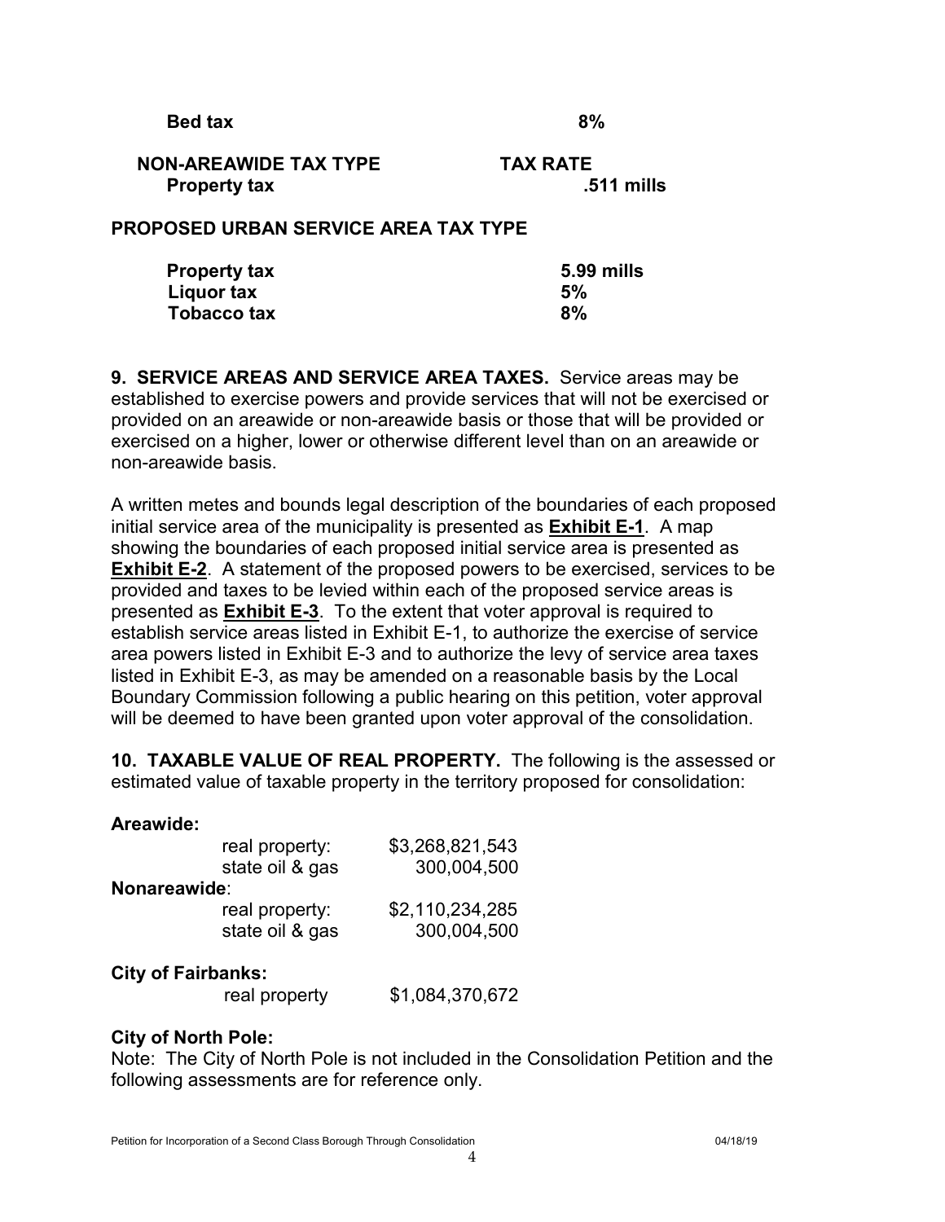| | |
|---|---|
| **Bed tax** | **8%** |

| **NON-AREAWIDE TAX TYPE** | **TAX RATE** |
|---|---|
| **Property tax** | **.511 mills** |

**PROPOSED URBAN SERVICE AREA TAX TYPE**

| | |
|---|---|
| **Property tax** | **5.99 mills** |
| **Liquor tax** | **5%** |
| **Tobacco tax** | **8%** |

**9. SERVICE AREAS AND SERVICE AREA TAXES.** Service areas may be established to exercise powers and provide services that will not be exercised or provided on an areawide or non-areawide basis or those that will be provided or exercised on a higher, lower or otherwise different level than on an areawide or non-areawide basis.

A written metes and bounds legal description of the boundaries of each proposed initial service area of the municipality is presented as **Exhibit E-1**. A map showing the boundaries of each proposed initial service area is presented as **Exhibit E-2**. A statement of the proposed powers to be exercised, services to be provided and taxes to be levied within each of the proposed service areas is presented as **Exhibit E-3**. To the extent that voter approval is required to establish service areas listed in Exhibit E-1, to authorize the exercise of service area powers listed in Exhibit E-3 and to authorize the levy of service area taxes listed in Exhibit E-3, as may be amended on a reasonable basis by the Local Boundary Commission following a public hearing on this petition, voter approval will be deemed to have been granted upon voter approval of the consolidation.

**10. TAXABLE VALUE OF REAL PROPERTY.** The following is the assessed or estimated value of taxable property in the territory proposed for consolidation:

**Areawide:**

| | |
|---|---|
| real property: | $3,268,821,543 |
| state oil & gas | 300,004,500 |

**Nonareawide**:

| | |
|---|---|
| real property: | $2,110,234,285 |
| state oil & gas | 300,004,500 |

**City of Fairbanks:**

| | |
|---|---|
| real property | $1,084,370,672 |

**City of North Pole:**

Note: The City of North Pole is not included in the Consolidation Petition and the following assessments are for reference only.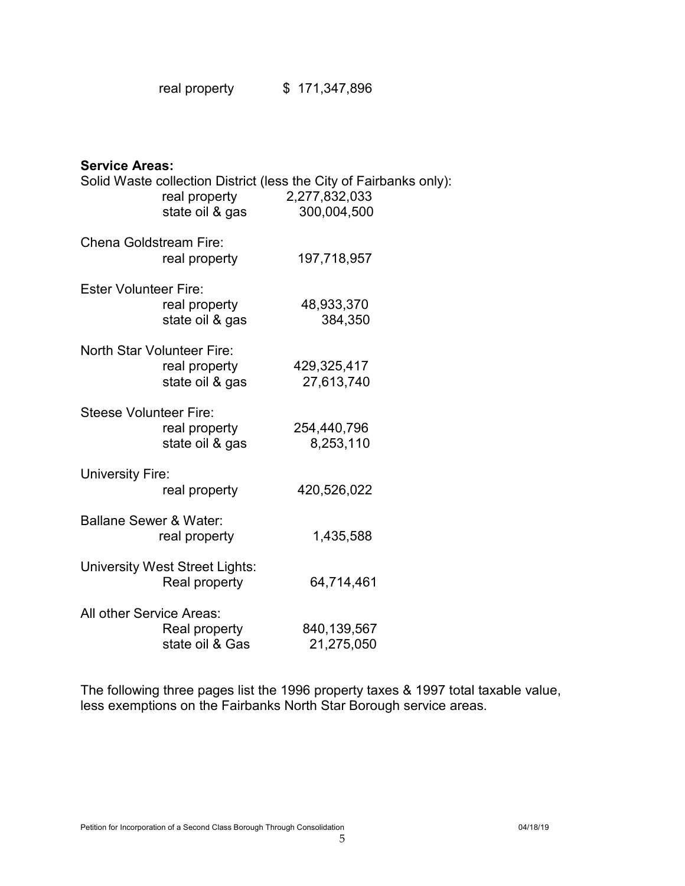real property $ 171,347,896

**Service Areas:**

Solid Waste collection District (less the City of Fairbanks only):

| | |
|---|---|
| real property | 2,277,832,033 |
| state oil & gas | 300,004,500 |

Chena Goldstream Fire:

| | |
|---|---|
| real property | 197,718,957 |

Ester Volunteer Fire:

| | |
|---|---|
| real property | 48,933,370 |
| state oil & gas | 384,350 |

North Star Volunteer Fire:

| | |
|---|---|
| real property | 429,325,417 |
| state oil & gas | 27,613,740 |

Steese Volunteer Fire:

| | |
|---|---|
| real property | 254,440,796 |
| state oil & gas | 8,253,110 |

University Fire:

| | |
|---|---|
| real property | 420,526,022 |

Ballane Sewer & Water:

| | |
|---|---|
| real property | 1,435,588 |

University West Street Lights:

| | |
|---|---|
| Real property | 64,714,461 |

All other Service Areas:

| | |
|---|---|
| Real property | 840,139,567 |
| state oil & Gas | 21,275,050 |

The following three pages list the 1996 property taxes & 1997 total taxable value, less exemptions on the Fairbanks North Star Borough service areas.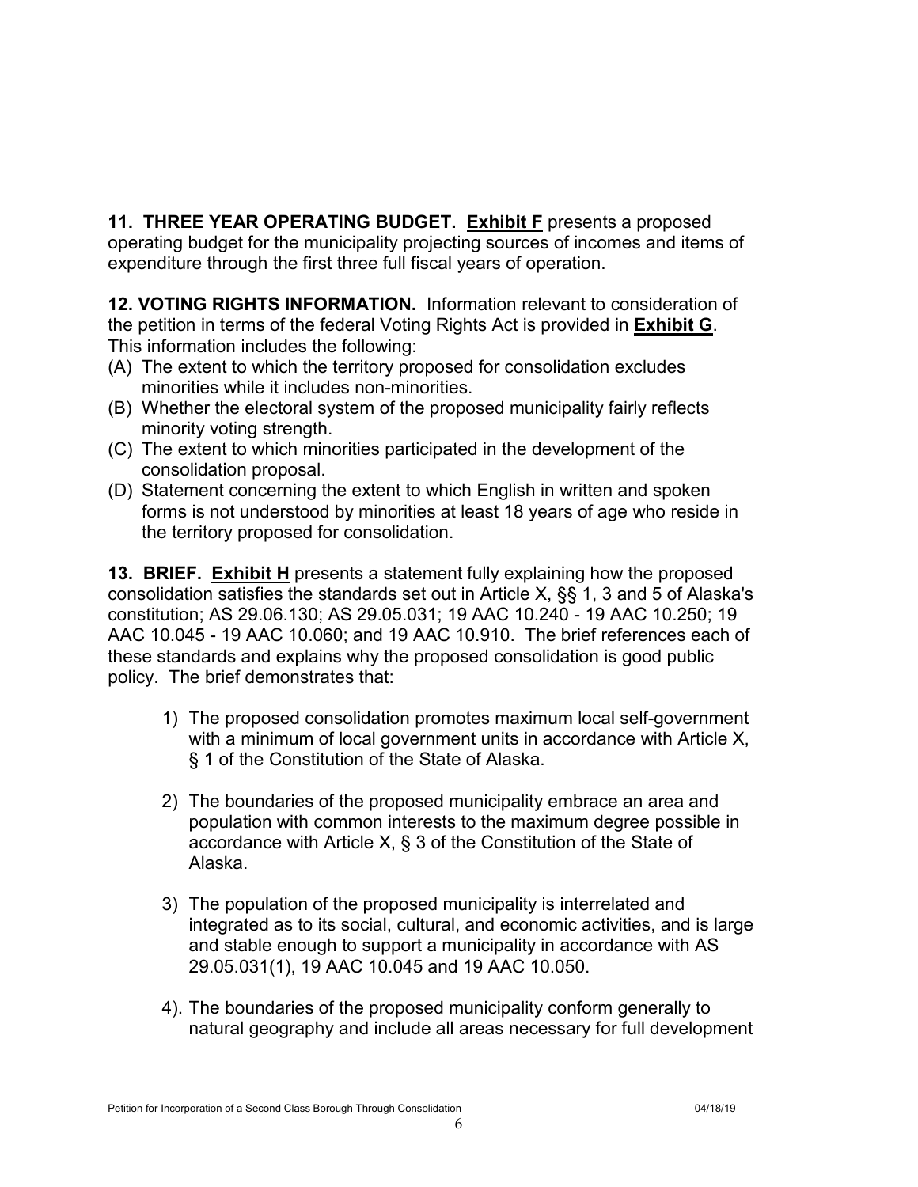**11. THREE YEAR OPERATING BUDGET.** **<u>Exhibit F</u>** presents a proposed operating budget for the municipality projecting sources of incomes and items of expenditure through the first three full fiscal years of operation.

**12. VOTING RIGHTS INFORMATION.** Information relevant to consideration of the petition in terms of the federal Voting Rights Act is provided in **<u>Exhibit G</u>**. This information includes the following:

(A) The extent to which the territory proposed for consolidation excludes minorities while it includes non-minorities.
(B) Whether the electoral system of the proposed municipality fairly reflects minority voting strength.
(C) The extent to which minorities participated in the development of the consolidation proposal.
(D) Statement concerning the extent to which English in written and spoken forms is not understood by minorities at least 18 years of age who reside in the territory proposed for consolidation.

**13. BRIEF.** **<u>Exhibit H</u>** presents a statement fully explaining how the proposed consolidation satisfies the standards set out in Article X, §§ 1, 3 and 5 of Alaska's constitution; AS 29.06.130; AS 29.05.031; 19 AAC 10.240 - 19 AAC 10.250; 19 AAC 10.045 - 19 AAC 10.060; and 19 AAC 10.910. The brief references each of these standards and explains why the proposed consolidation is good public policy. The brief demonstrates that:

1) The proposed consolidation promotes maximum local self-government with a minimum of local government units in accordance with Article X, § 1 of the Constitution of the State of Alaska.

2) The boundaries of the proposed municipality embrace an area and population with common interests to the maximum degree possible in accordance with Article X, § 3 of the Constitution of the State of Alaska.

3) The population of the proposed municipality is interrelated and integrated as to its social, cultural, and economic activities, and is large and stable enough to support a municipality in accordance with AS 29.05.031(1), 19 AAC 10.045 and 19 AAC 10.050.

4). The boundaries of the proposed municipality conform generally to natural geography and include all areas necessary for full development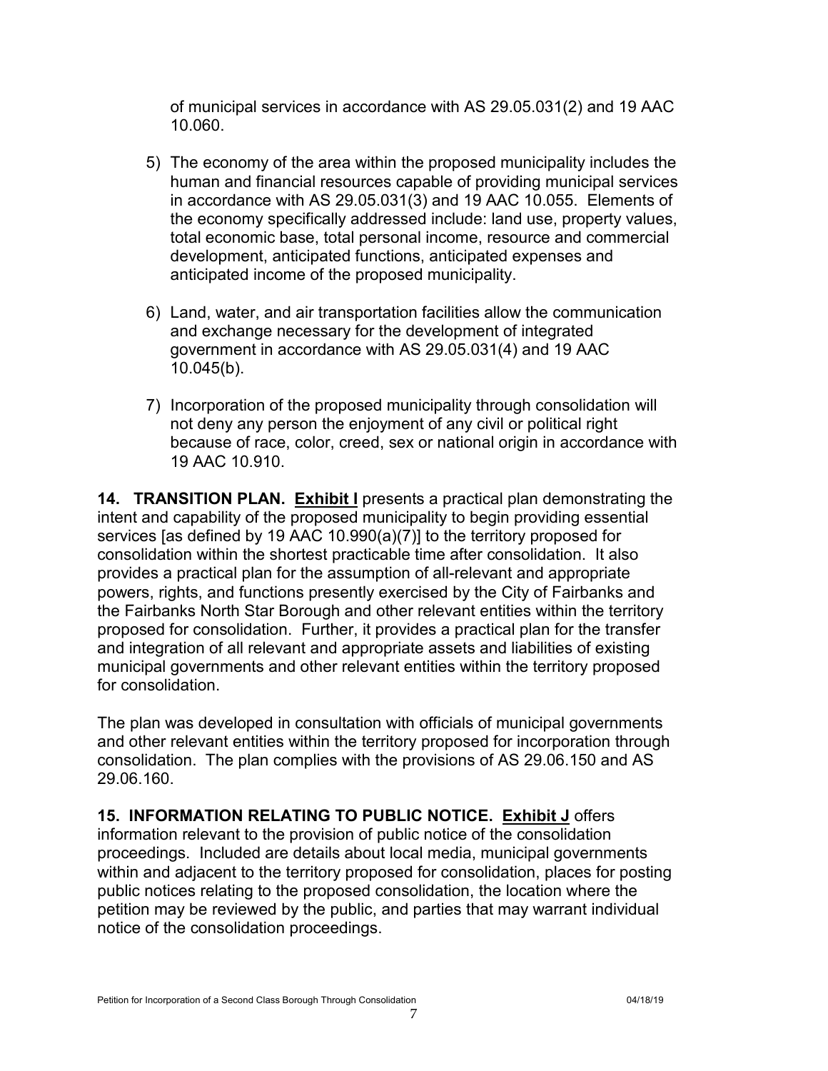of municipal services in accordance with AS 29.05.031(2) and 19 AAC 10.060.

5) The economy of the area within the proposed municipality includes the human and financial resources capable of providing municipal services in accordance with AS 29.05.031(3) and 19 AAC 10.055. Elements of the economy specifically addressed include: land use, property values, total economic base, total personal income, resource and commercial development, anticipated functions, anticipated expenses and anticipated income of the proposed municipality.

6) Land, water, and air transportation facilities allow the communication and exchange necessary for the development of integrated government in accordance with AS 29.05.031(4) and 19 AAC 10.045(b).

7) Incorporation of the proposed municipality through consolidation will not deny any person the enjoyment of any civil or political right because of race, color, creed, sex or national origin in accordance with 19 AAC 10.910.

**14. TRANSITION PLAN.** **Exhibit I** presents a practical plan demonstrating the intent and capability of the proposed municipality to begin providing essential services [as defined by 19 AAC 10.990(a)(7)] to the territory proposed for consolidation within the shortest practicable time after consolidation. It also provides a practical plan for the assumption of all-relevant and appropriate powers, rights, and functions presently exercised by the City of Fairbanks and the Fairbanks North Star Borough and other relevant entities within the territory proposed for consolidation. Further, it provides a practical plan for the transfer and integration of all relevant and appropriate assets and liabilities of existing municipal governments and other relevant entities within the territory proposed for consolidation.

The plan was developed in consultation with officials of municipal governments and other relevant entities within the territory proposed for incorporation through consolidation. The plan complies with the provisions of AS 29.06.150 and AS 29.06.160.

**15. INFORMATION RELATING TO PUBLIC NOTICE.** **Exhibit J** offers information relevant to the provision of public notice of the consolidation proceedings. Included are details about local media, municipal governments within and adjacent to the territory proposed for consolidation, places for posting public notices relating to the proposed consolidation, the location where the petition may be reviewed by the public, and parties that may warrant individual notice of the consolidation proceedings.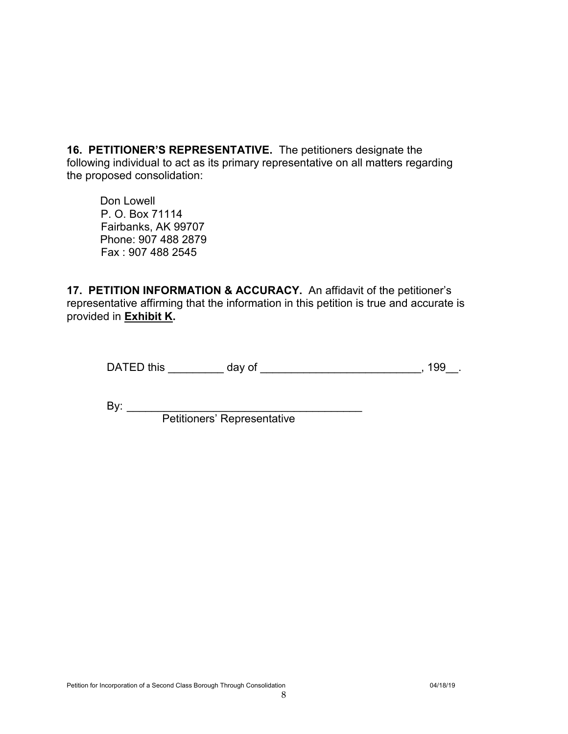**16. PETITIONER'S REPRESENTATIVE.** The petitioners designate the following individual to act as its primary representative on all matters regarding the proposed consolidation:

Don Lowell  
P. O. Box 71114  
Fairbanks, AK 99707  
Phone: 907 488 2879  
Fax : 907 488 2545

**17. PETITION INFORMATION & ACCURACY.** An affidavit of the petitioner's representative affirming that the information in this petition is true and accurate is provided in **Exhibit K.**

DATED this _________ day of __________________________, 199__.

By: _______________________________________  
Petitioners' Representative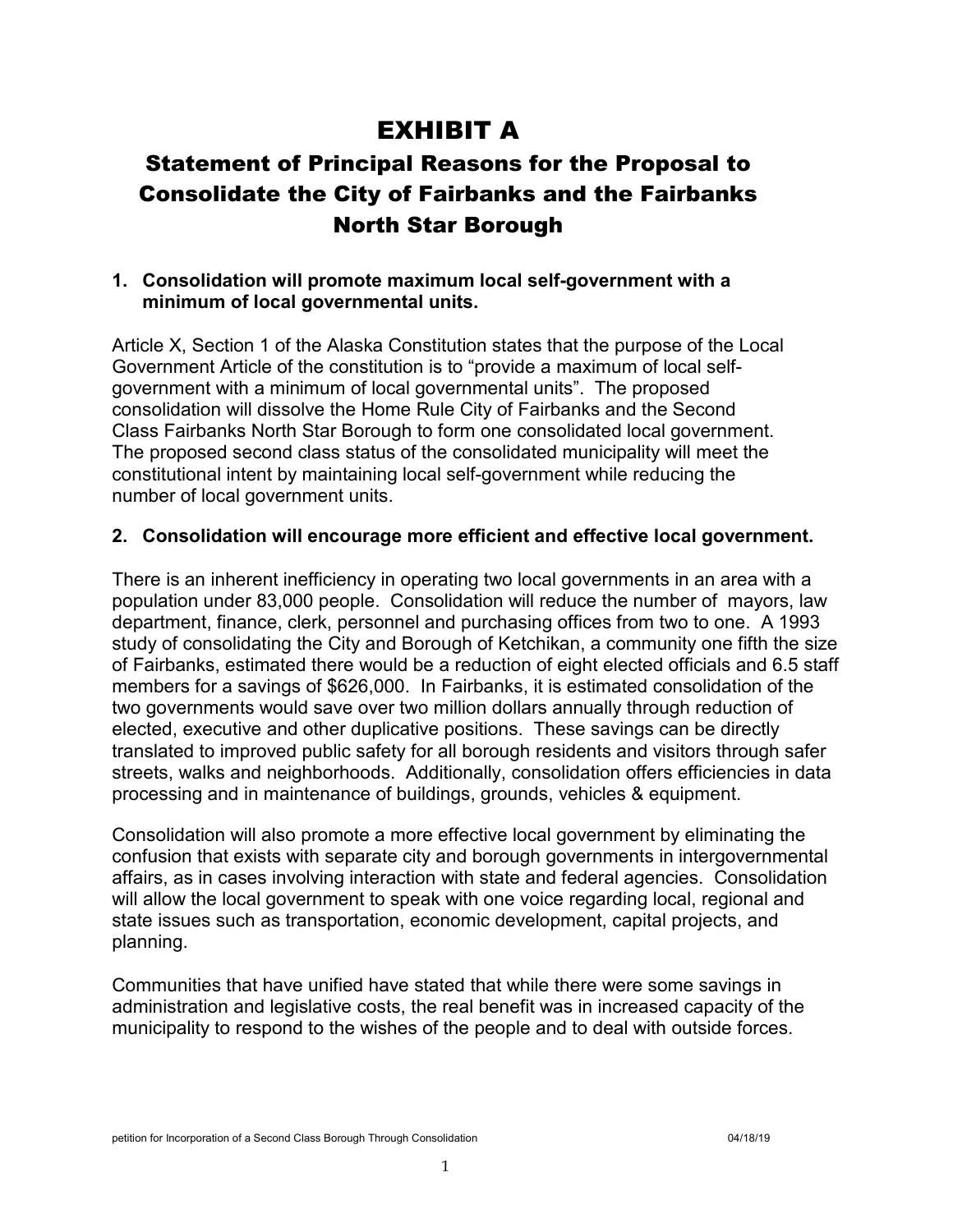# EXHIBIT A

## Statement of Principal Reasons for the Proposal to Consolidate the City of Fairbanks and the Fairbanks North Star Borough

**1. Consolidation will promote maximum local self-government with a minimum of local governmental units.**

Article X, Section 1 of the Alaska Constitution states that the purpose of the Local Government Article of the constitution is to "provide a maximum of local self-government with a minimum of local governmental units". The proposed consolidation will dissolve the Home Rule City of Fairbanks and the Second Class Fairbanks North Star Borough to form one consolidated local government. The proposed second class status of the consolidated municipality will meet the constitutional intent by maintaining local self-government while reducing the number of local government units.

**2. Consolidation will encourage more efficient and effective local government.**

There is an inherent inefficiency in operating two local governments in an area with a population under 83,000 people. Consolidation will reduce the number of mayors, law department, finance, clerk, personnel and purchasing offices from two to one. A 1993 study of consolidating the City and Borough of Ketchikan, a community one fifth the size of Fairbanks, estimated there would be a reduction of eight elected officials and 6.5 staff members for a savings of $626,000. In Fairbanks, it is estimated consolidation of the two governments would save over two million dollars annually through reduction of elected, executive and other duplicative positions. These savings can be directly translated to improved public safety for all borough residents and visitors through safer streets, walks and neighborhoods. Additionally, consolidation offers efficiencies in data processing and in maintenance of buildings, grounds, vehicles & equipment.

Consolidation will also promote a more effective local government by eliminating the confusion that exists with separate city and borough governments in intergovernmental affairs, as in cases involving interaction with state and federal agencies. Consolidation will allow the local government to speak with one voice regarding local, regional and state issues such as transportation, economic development, capital projects, and planning.

Communities that have unified have stated that while there were some savings in administration and legislative costs, the real benefit was in increased capacity of the municipality to respond to the wishes of the people and to deal with outside forces.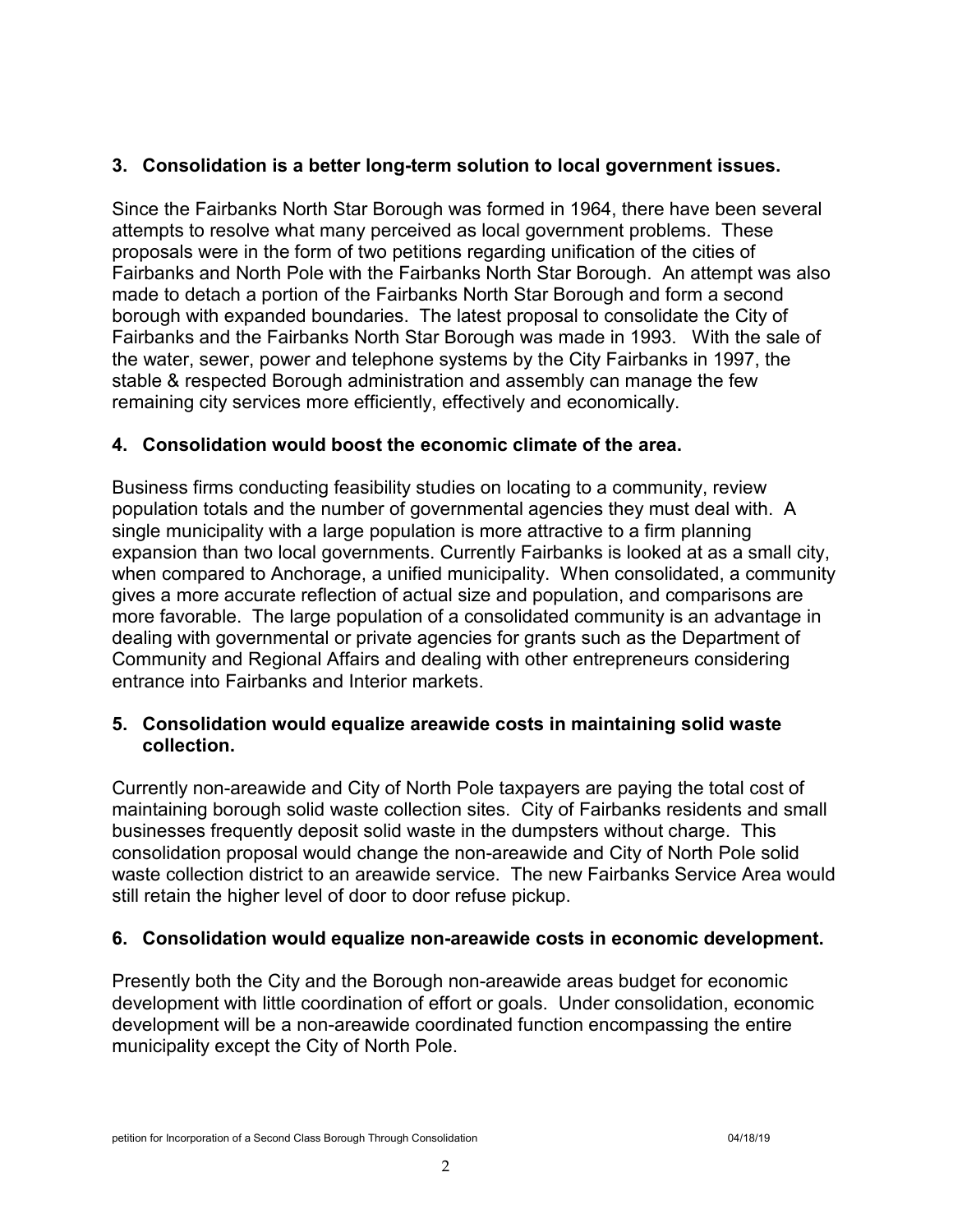### 3. Consolidation is a better long-term solution to local government issues.

Since the Fairbanks North Star Borough was formed in 1964, there have been several attempts to resolve what many perceived as local government problems. These proposals were in the form of two petitions regarding unification of the cities of Fairbanks and North Pole with the Fairbanks North Star Borough. An attempt was also made to detach a portion of the Fairbanks North Star Borough and form a second borough with expanded boundaries. The latest proposal to consolidate the City of Fairbanks and the Fairbanks North Star Borough was made in 1993. With the sale of the water, sewer, power and telephone systems by the City Fairbanks in 1997, the stable & respected Borough administration and assembly can manage the few remaining city services more efficiently, effectively and economically.

### 4. Consolidation would boost the economic climate of the area.

Business firms conducting feasibility studies on locating to a community, review population totals and the number of governmental agencies they must deal with. A single municipality with a large population is more attractive to a firm planning expansion than two local governments. Currently Fairbanks is looked at as a small city, when compared to Anchorage, a unified municipality. When consolidated, a community gives a more accurate reflection of actual size and population, and comparisons are more favorable. The large population of a consolidated community is an advantage in dealing with governmental or private agencies for grants such as the Department of Community and Regional Affairs and dealing with other entrepreneurs considering entrance into Fairbanks and Interior markets.

### 5. Consolidation would equalize areawide costs in maintaining solid waste collection.

Currently non-areawide and City of North Pole taxpayers are paying the total cost of maintaining borough solid waste collection sites. City of Fairbanks residents and small businesses frequently deposit solid waste in the dumpsters without charge. This consolidation proposal would change the non-areawide and City of North Pole solid waste collection district to an areawide service. The new Fairbanks Service Area would still retain the higher level of door to door refuse pickup.

### 6. Consolidation would equalize non-areawide costs in economic development.

Presently both the City and the Borough non-areawide areas budget for economic development with little coordination of effort or goals. Under consolidation, economic development will be a non-areawide coordinated function encompassing the entire municipality except the City of North Pole.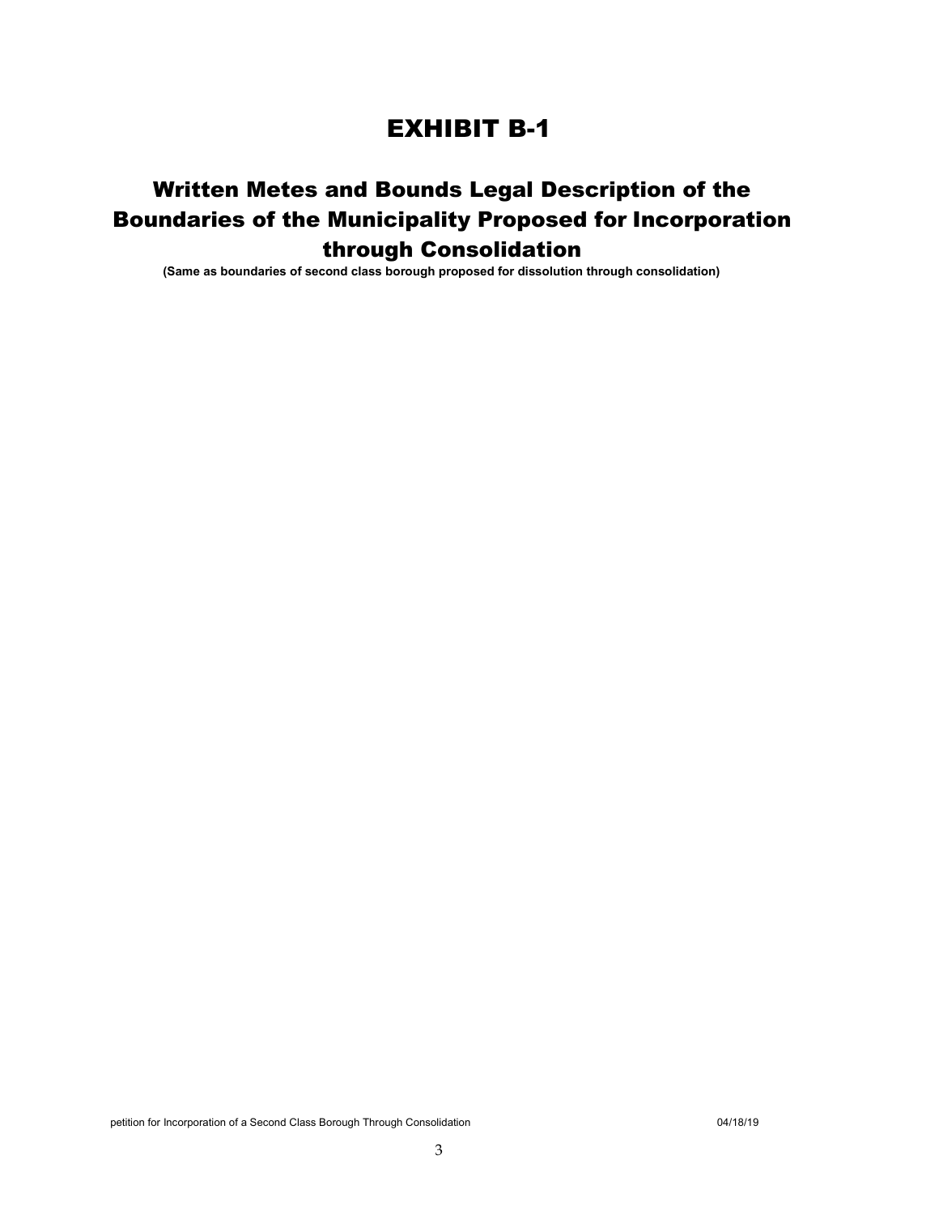# EXHIBIT B-1

## Written Metes and Bounds Legal Description of the Boundaries of the Municipality Proposed for Incorporation through Consolidation

**(Same as boundaries of second class borough proposed for dissolution through consolidation)**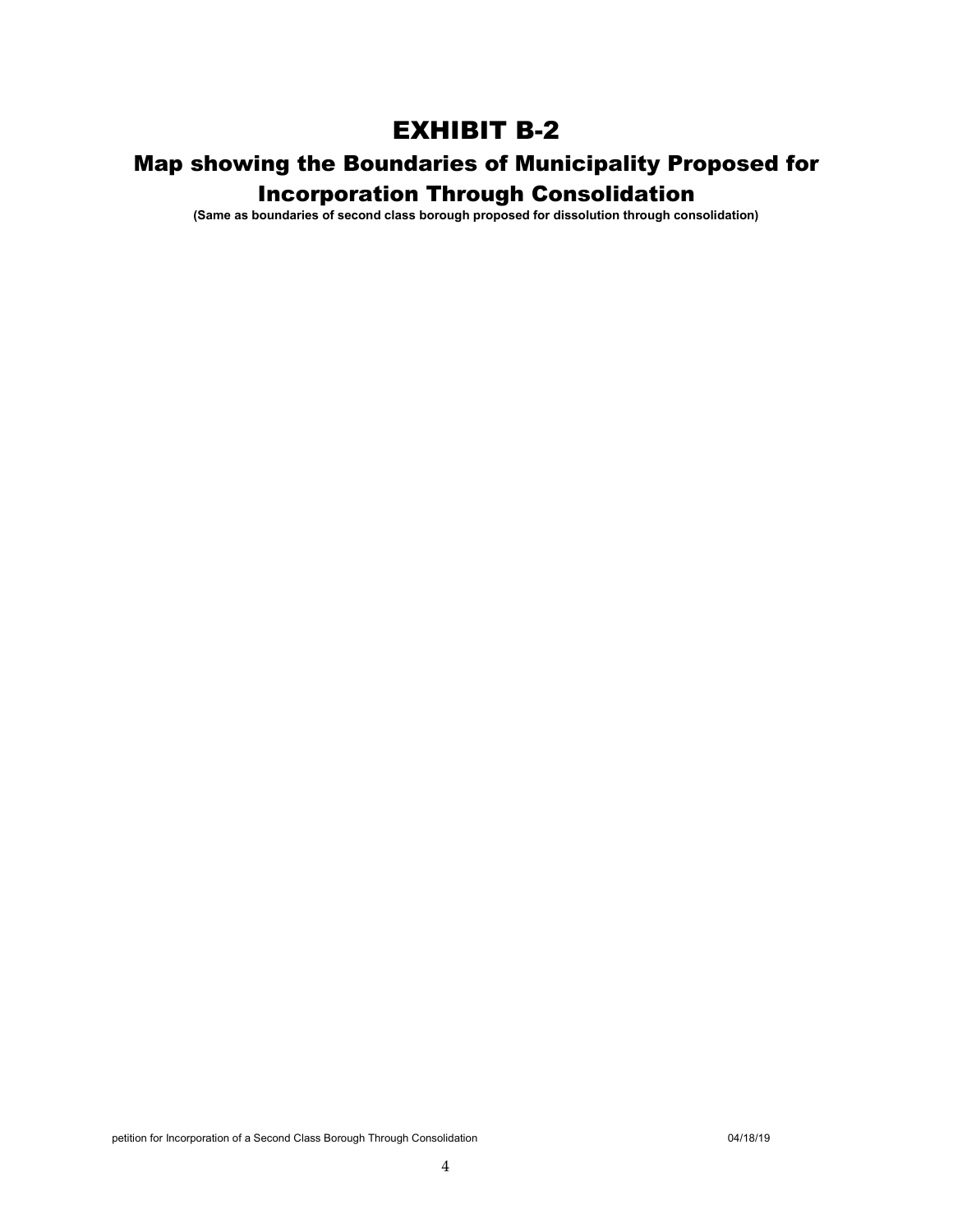# EXHIBIT B-2

## Map showing the Boundaries of Municipality Proposed for Incorporation Through Consolidation

**(Same as boundaries of second class borough proposed for dissolution through consolidation)**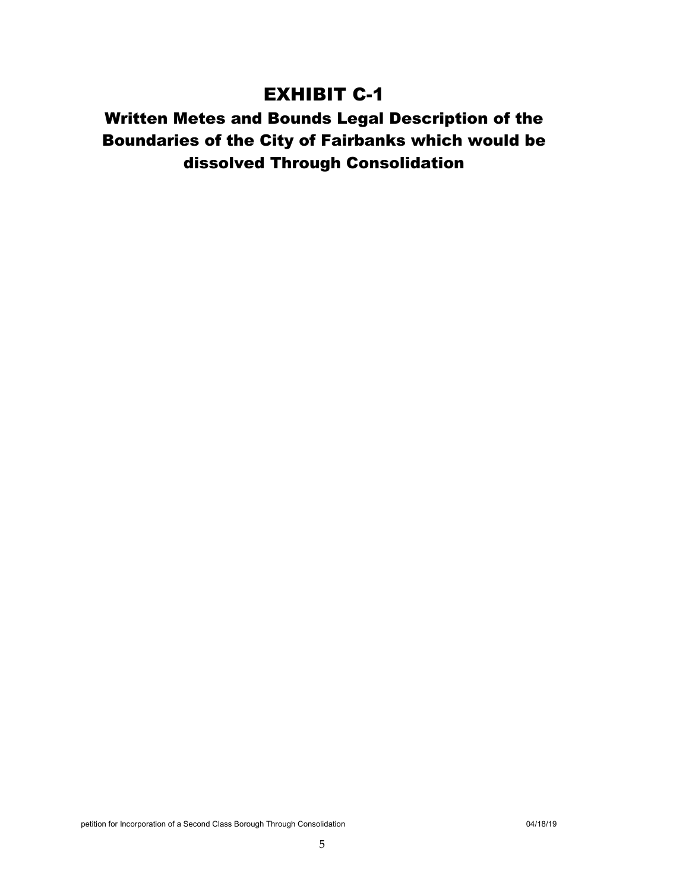# EXHIBIT C-1

## Written Metes and Bounds Legal Description of the Boundaries of the City of Fairbanks which would be dissolved Through Consolidation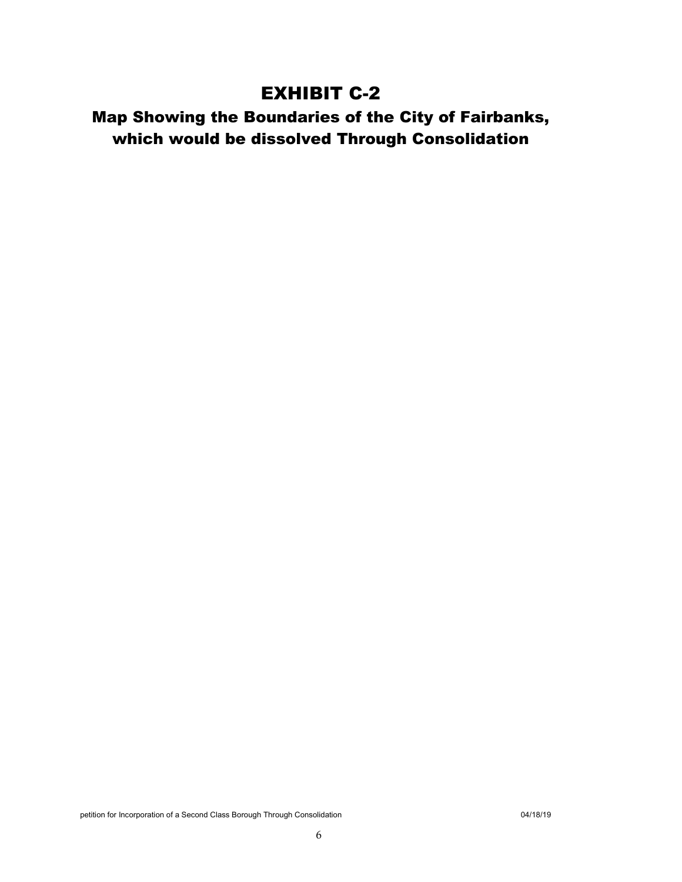# EXHIBIT C-2

## Map Showing the Boundaries of the City of Fairbanks, which would be dissolved Through Consolidation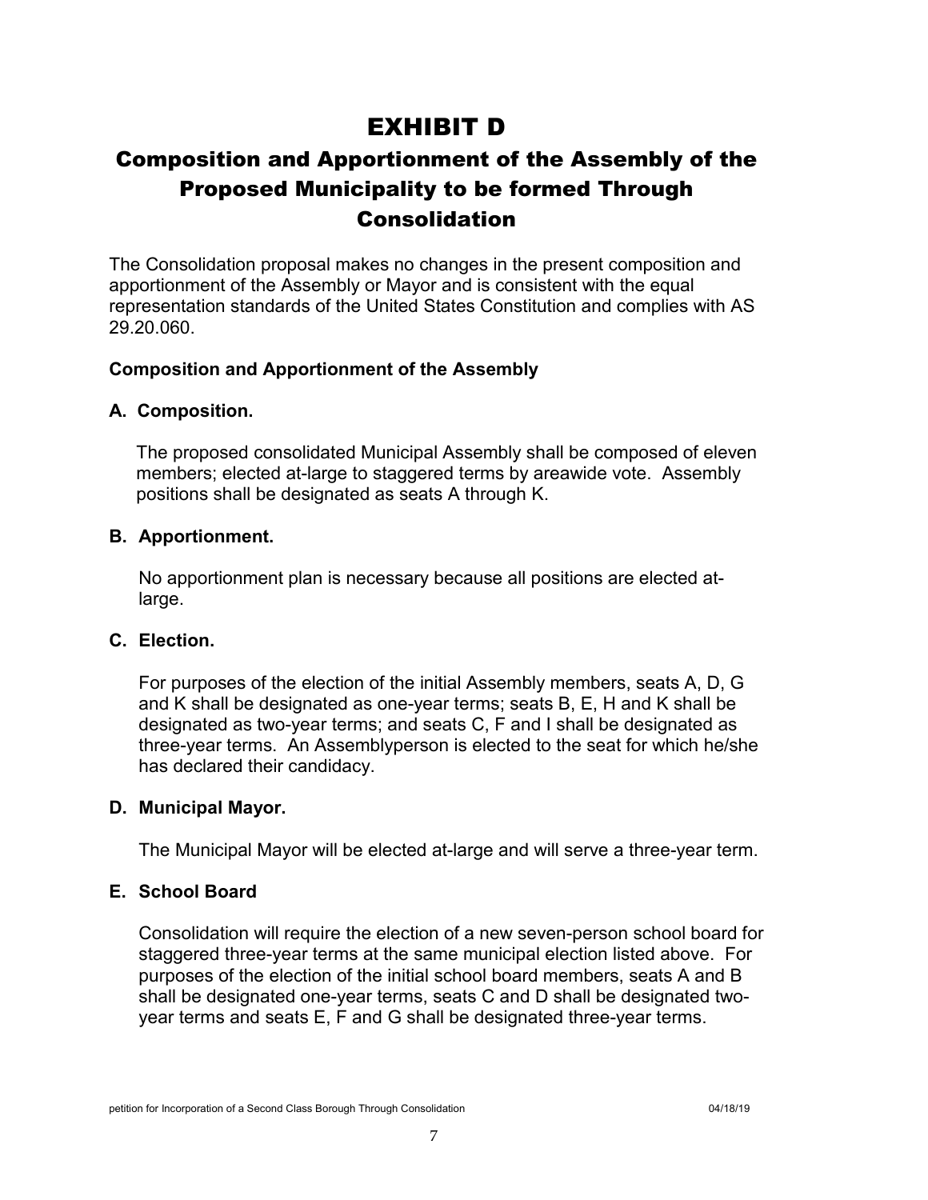# EXHIBIT D

## Composition and Apportionment of the Assembly of the Proposed Municipality to be formed Through Consolidation

The Consolidation proposal makes no changes in the present composition and apportionment of the Assembly or Mayor and is consistent with the equal representation standards of the United States Constitution and complies with AS 29.20.060.

**Composition and Apportionment of the Assembly**

**A. Composition.**

The proposed consolidated Municipal Assembly shall be composed of eleven members; elected at-large to staggered terms by areawide vote. Assembly positions shall be designated as seats A through K.

**B. Apportionment.**

No apportionment plan is necessary because all positions are elected at-large.

**C. Election.**

For purposes of the election of the initial Assembly members, seats A, D, G and K shall be designated as one-year terms; seats B, E, H and K shall be designated as two-year terms; and seats C, F and I shall be designated as three-year terms. An Assemblyperson is elected to the seat for which he/she has declared their candidacy.

**D. Municipal Mayor.**

The Municipal Mayor will be elected at-large and will serve a three-year term.

**E. School Board**

Consolidation will require the election of a new seven-person school board for staggered three-year terms at the same municipal election listed above. For purposes of the election of the initial school board members, seats A and B shall be designated one-year terms, seats C and D shall be designated two-year terms and seats E, F and G shall be designated three-year terms.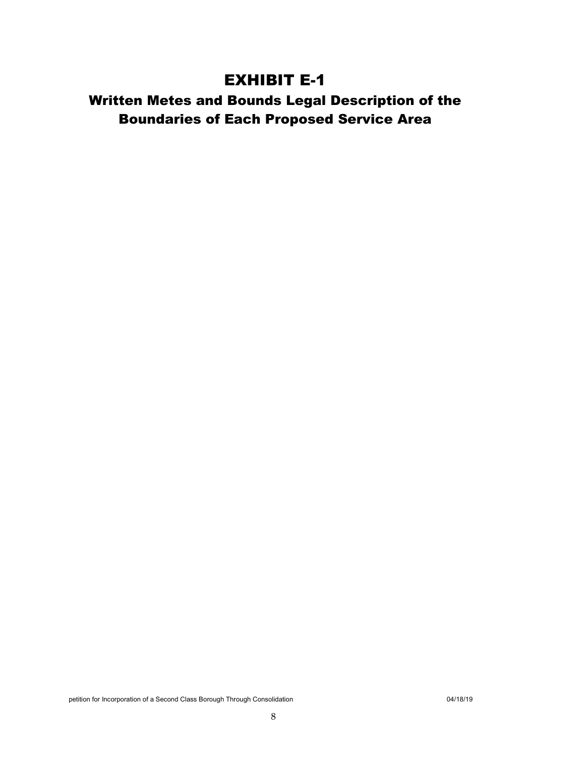# EXHIBIT E-1

## Written Metes and Bounds Legal Description of the Boundaries of Each Proposed Service Area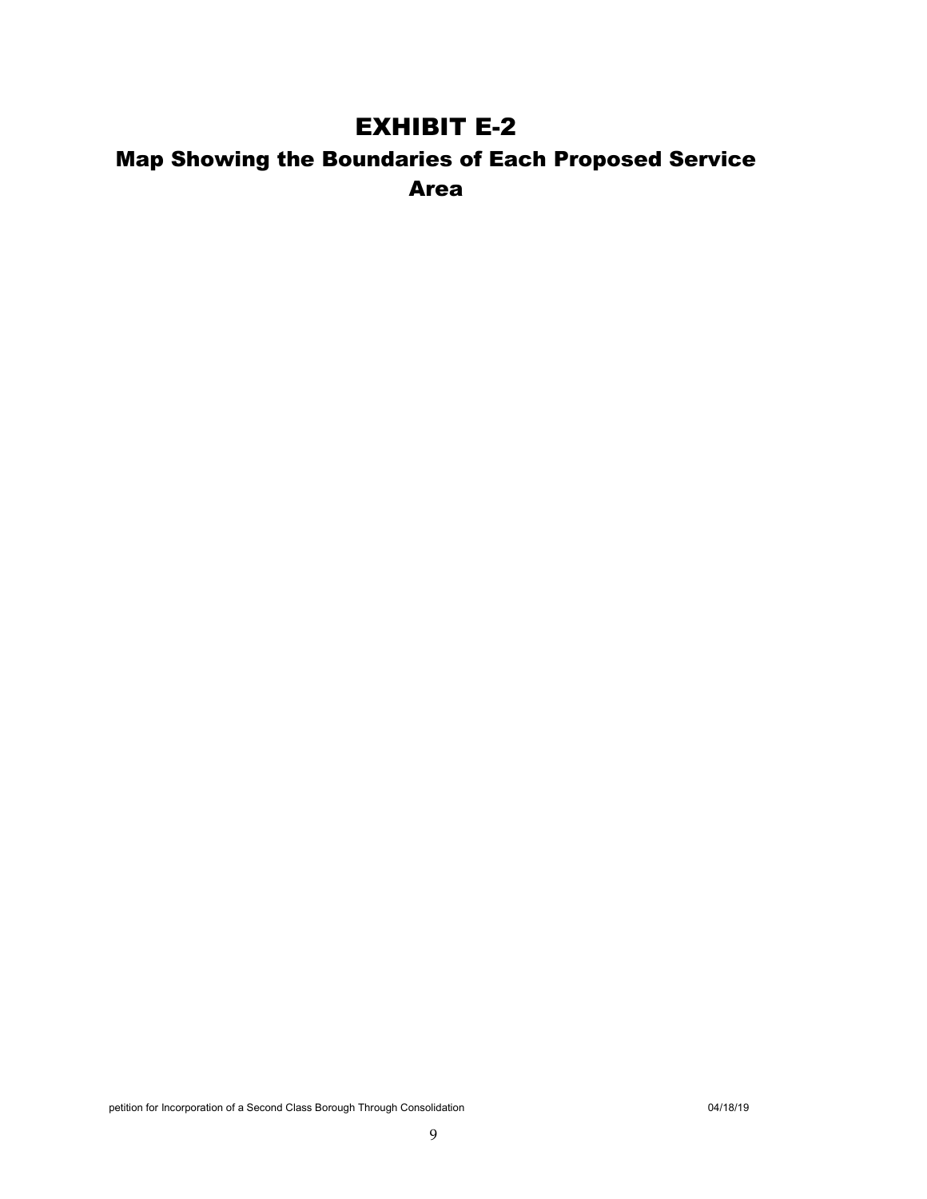# EXHIBIT E-2

## Map Showing the Boundaries of Each Proposed Service Area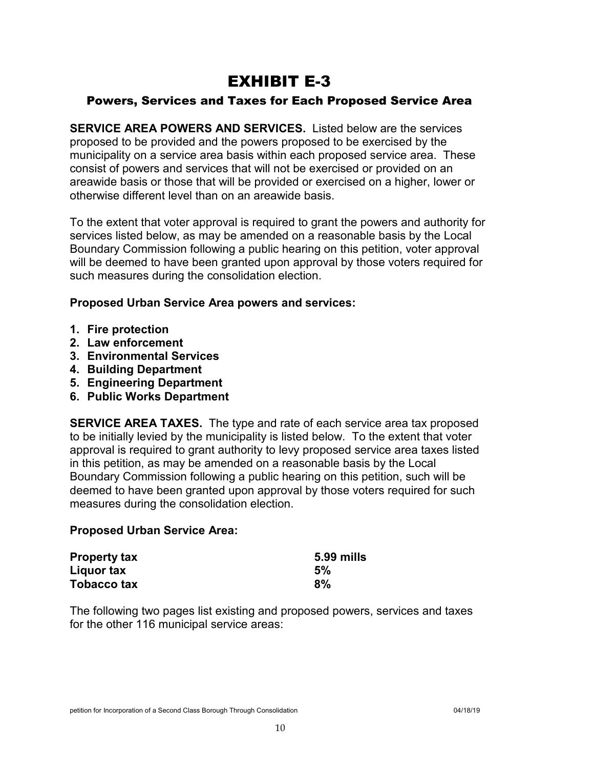# EXHIBIT E-3

## Powers, Services and Taxes for Each Proposed Service Area

**SERVICE AREA POWERS AND SERVICES.** Listed below are the services proposed to be provided and the powers proposed to be exercised by the municipality on a service area basis within each proposed service area. These consist of powers and services that will not be exercised or provided on an areawide basis or those that will be provided or exercised on a higher, lower or otherwise different level than on an areawide basis.

To the extent that voter approval is required to grant the powers and authority for services listed below, as may be amended on a reasonable basis by the Local Boundary Commission following a public hearing on this petition, voter approval will be deemed to have been granted upon approval by those voters required for such measures during the consolidation election.

**Proposed Urban Service Area powers and services:**

1. **Fire protection**
2. **Law enforcement**
3. **Environmental Services**
4. **Building Department**
5. **Engineering Department**
6. **Public Works Department**

**SERVICE AREA TAXES.** The type and rate of each service area tax proposed to be initially levied by the municipality is listed below. To the extent that voter approval is required to grant authority to levy proposed service area taxes listed in this petition, as may be amended on a reasonable basis by the Local Boundary Commission following a public hearing on this petition, such will be deemed to have been granted upon approval by those voters required for such measures during the consolidation election.

**Proposed Urban Service Area:**

| | |
|---|---|
| **Property tax** | **5.99 mills** |
| **Liquor tax** | **5%** |
| **Tobacco tax** | **8%** |

The following two pages list existing and proposed powers, services and taxes for the other 116 municipal service areas: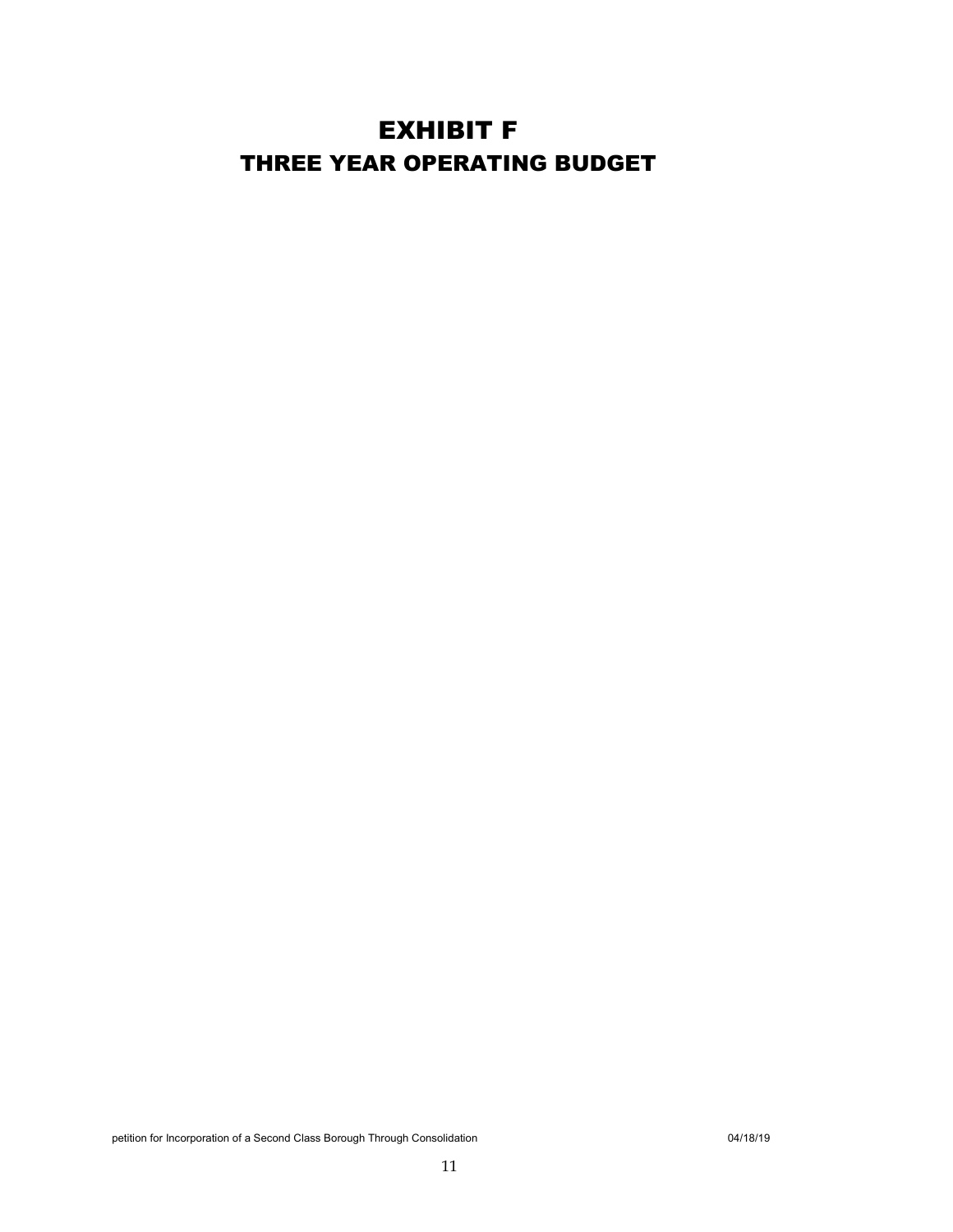# EXHIBIT F

## THREE YEAR OPERATING BUDGET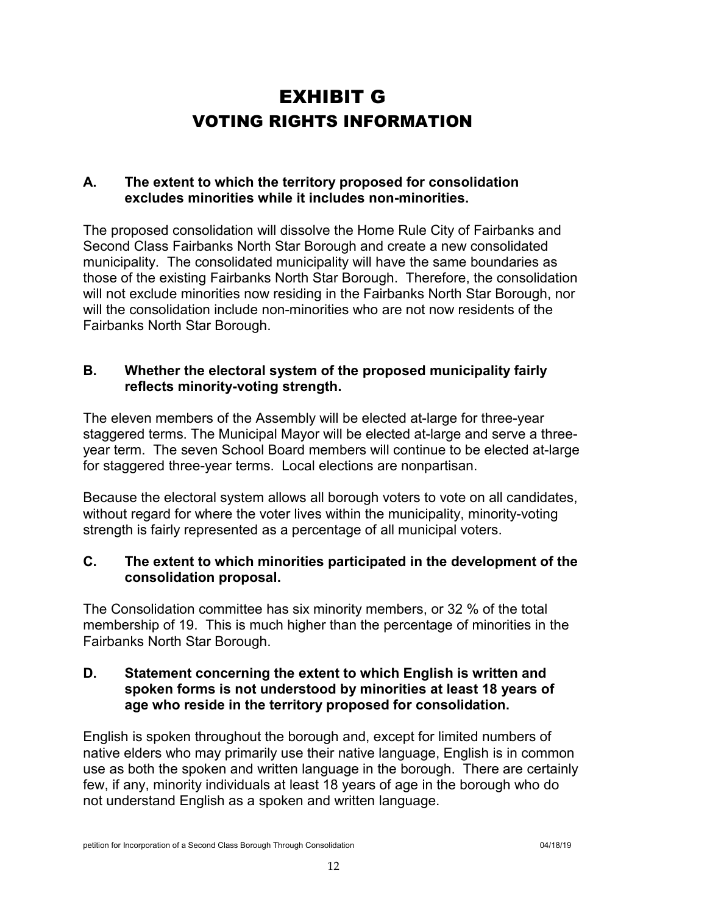# EXHIBIT G

## VOTING RIGHTS INFORMATION

**A. The extent to which the territory proposed for consolidation excludes minorities while it includes non-minorities.**

The proposed consolidation will dissolve the Home Rule City of Fairbanks and Second Class Fairbanks North Star Borough and create a new consolidated municipality. The consolidated municipality will have the same boundaries as those of the existing Fairbanks North Star Borough. Therefore, the consolidation will not exclude minorities now residing in the Fairbanks North Star Borough, nor will the consolidation include non-minorities who are not now residents of the Fairbanks North Star Borough.

**B. Whether the electoral system of the proposed municipality fairly reflects minority-voting strength.**

The eleven members of the Assembly will be elected at-large for three-year staggered terms. The Municipal Mayor will be elected at-large and serve a three-year term. The seven School Board members will continue to be elected at-large for staggered three-year terms. Local elections are nonpartisan.

Because the electoral system allows all borough voters to vote on all candidates, without regard for where the voter lives within the municipality, minority-voting strength is fairly represented as a percentage of all municipal voters.

**C. The extent to which minorities participated in the development of the consolidation proposal.**

The Consolidation committee has six minority members, or 32 % of the total membership of 19. This is much higher than the percentage of minorities in the Fairbanks North Star Borough.

**D. Statement concerning the extent to which English is written and spoken forms is not understood by minorities at least 18 years of age who reside in the territory proposed for consolidation.**

English is spoken throughout the borough and, except for limited numbers of native elders who may primarily use their native language, English is in common use as both the spoken and written language in the borough. There are certainly few, if any, minority individuals at least 18 years of age in the borough who do not understand English as a spoken and written language.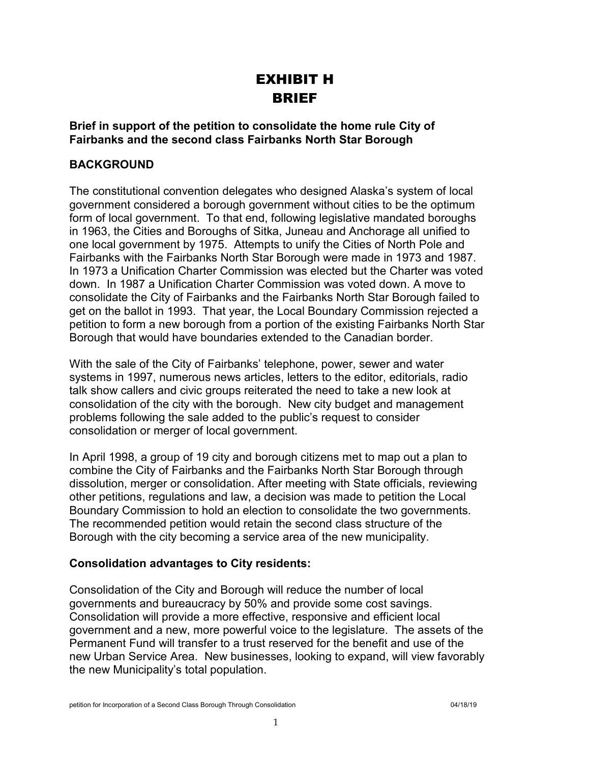# EXHIBIT H
# BRIEF

**Brief in support of the petition to consolidate the home rule City of Fairbanks and the second class Fairbanks North Star Borough**

## BACKGROUND

The constitutional convention delegates who designed Alaska's system of local government considered a borough government without cities to be the optimum form of local government. To that end, following legislative mandated boroughs in 1963, the Cities and Boroughs of Sitka, Juneau and Anchorage all unified to one local government by 1975. Attempts to unify the Cities of North Pole and Fairbanks with the Fairbanks North Star Borough were made in 1973 and 1987. In 1973 a Unification Charter Commission was elected but the Charter was voted down. In 1987 a Unification Charter Commission was voted down. A move to consolidate the City of Fairbanks and the Fairbanks North Star Borough failed to get on the ballot in 1993. That year, the Local Boundary Commission rejected a petition to form a new borough from a portion of the existing Fairbanks North Star Borough that would have boundaries extended to the Canadian border.

With the sale of the City of Fairbanks' telephone, power, sewer and water systems in 1997, numerous news articles, letters to the editor, editorials, radio talk show callers and civic groups reiterated the need to take a new look at consolidation of the city with the borough. New city budget and management problems following the sale added to the public's request to consider consolidation or merger of local government.

In April 1998, a group of 19 city and borough citizens met to map out a plan to combine the City of Fairbanks and the Fairbanks North Star Borough through dissolution, merger or consolidation. After meeting with State officials, reviewing other petitions, regulations and law, a decision was made to petition the Local Boundary Commission to hold an election to consolidate the two governments. The recommended petition would retain the second class structure of the Borough with the city becoming a service area of the new municipality.

### Consolidation advantages to City residents:

Consolidation of the City and Borough will reduce the number of local governments and bureaucracy by 50% and provide some cost savings. Consolidation will provide a more effective, responsive and efficient local government and a new, more powerful voice to the legislature. The assets of the Permanent Fund will transfer to a trust reserved for the benefit and use of the new Urban Service Area. New businesses, looking to expand, will view favorably the new Municipality's total population.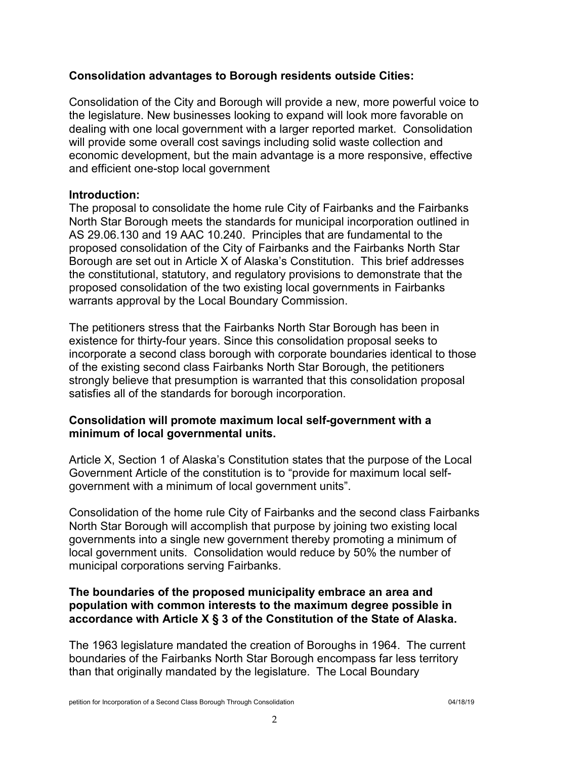**Consolidation advantages to Borough residents outside Cities:**

Consolidation of the City and Borough will provide a new, more powerful voice to the legislature. New businesses looking to expand will look more favorable on dealing with one local government with a larger reported market. Consolidation will provide some overall cost savings including solid waste collection and economic development, but the main advantage is a more responsive, effective and efficient one-stop local government

**Introduction:**

The proposal to consolidate the home rule City of Fairbanks and the Fairbanks North Star Borough meets the standards for municipal incorporation outlined in AS 29.06.130 and 19 AAC 10.240. Principles that are fundamental to the proposed consolidation of the City of Fairbanks and the Fairbanks North Star Borough are set out in Article X of Alaska's Constitution. This brief addresses the constitutional, statutory, and regulatory provisions to demonstrate that the proposed consolidation of the two existing local governments in Fairbanks warrants approval by the Local Boundary Commission.

The petitioners stress that the Fairbanks North Star Borough has been in existence for thirty-four years. Since this consolidation proposal seeks to incorporate a second class borough with corporate boundaries identical to those of the existing second class Fairbanks North Star Borough, the petitioners strongly believe that presumption is warranted that this consolidation proposal satisfies all of the standards for borough incorporation.

**Consolidation will promote maximum local self-government with a minimum of local governmental units.**

Article X, Section 1 of Alaska's Constitution states that the purpose of the Local Government Article of the constitution is to "provide for maximum local self-government with a minimum of local government units".

Consolidation of the home rule City of Fairbanks and the second class Fairbanks North Star Borough will accomplish that purpose by joining two existing local governments into a single new government thereby promoting a minimum of local government units. Consolidation would reduce by 50% the number of municipal corporations serving Fairbanks.

**The boundaries of the proposed municipality embrace an area and population with common interests to the maximum degree possible in accordance with Article X § 3 of the Constitution of the State of Alaska.**

The 1963 legislature mandated the creation of Boroughs in 1964. The current boundaries of the Fairbanks North Star Borough encompass far less territory than that originally mandated by the legislature. The Local Boundary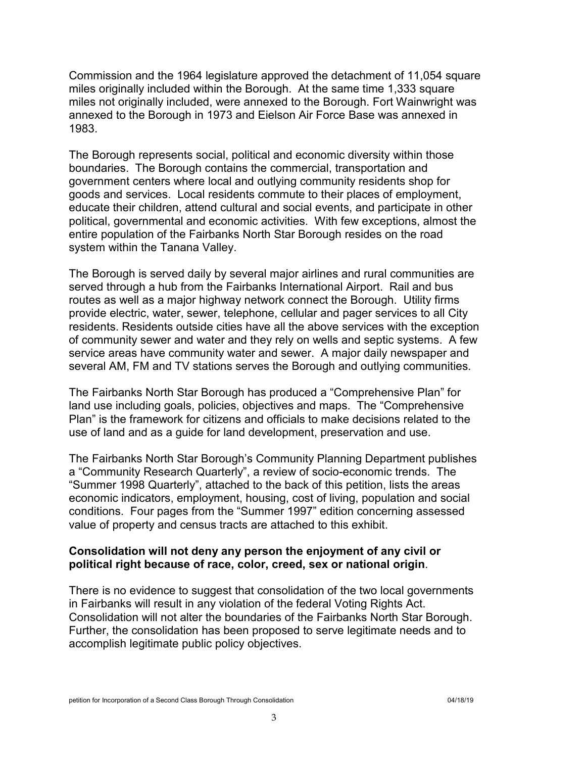Commission and the 1964 legislature approved the detachment of 11,054 square miles originally included within the Borough. At the same time 1,333 square miles not originally included, were annexed to the Borough. Fort Wainwright was annexed to the Borough in 1973 and Eielson Air Force Base was annexed in 1983.

The Borough represents social, political and economic diversity within those boundaries. The Borough contains the commercial, transportation and government centers where local and outlying community residents shop for goods and services. Local residents commute to their places of employment, educate their children, attend cultural and social events, and participate in other political, governmental and economic activities. With few exceptions, almost the entire population of the Fairbanks North Star Borough resides on the road system within the Tanana Valley.

The Borough is served daily by several major airlines and rural communities are served through a hub from the Fairbanks International Airport. Rail and bus routes as well as a major highway network connect the Borough. Utility firms provide electric, water, sewer, telephone, cellular and pager services to all City residents. Residents outside cities have all the above services with the exception of community sewer and water and they rely on wells and septic systems. A few service areas have community water and sewer. A major daily newspaper and several AM, FM and TV stations serves the Borough and outlying communities.

The Fairbanks North Star Borough has produced a "Comprehensive Plan" for land use including goals, policies, objectives and maps. The "Comprehensive Plan" is the framework for citizens and officials to make decisions related to the use of land and as a guide for land development, preservation and use.

The Fairbanks North Star Borough's Community Planning Department publishes a "Community Research Quarterly", a review of socio-economic trends. The "Summer 1998 Quarterly", attached to the back of this petition, lists the areas economic indicators, employment, housing, cost of living, population and social conditions. Four pages from the "Summer 1997" edition concerning assessed value of property and census tracts are attached to this exhibit.

**Consolidation will not deny any person the enjoyment of any civil or political right because of race, color, creed, sex or national origin**.

There is no evidence to suggest that consolidation of the two local governments in Fairbanks will result in any violation of the federal Voting Rights Act. Consolidation will not alter the boundaries of the Fairbanks North Star Borough. Further, the consolidation has been proposed to serve legitimate needs and to accomplish legitimate public policy objectives.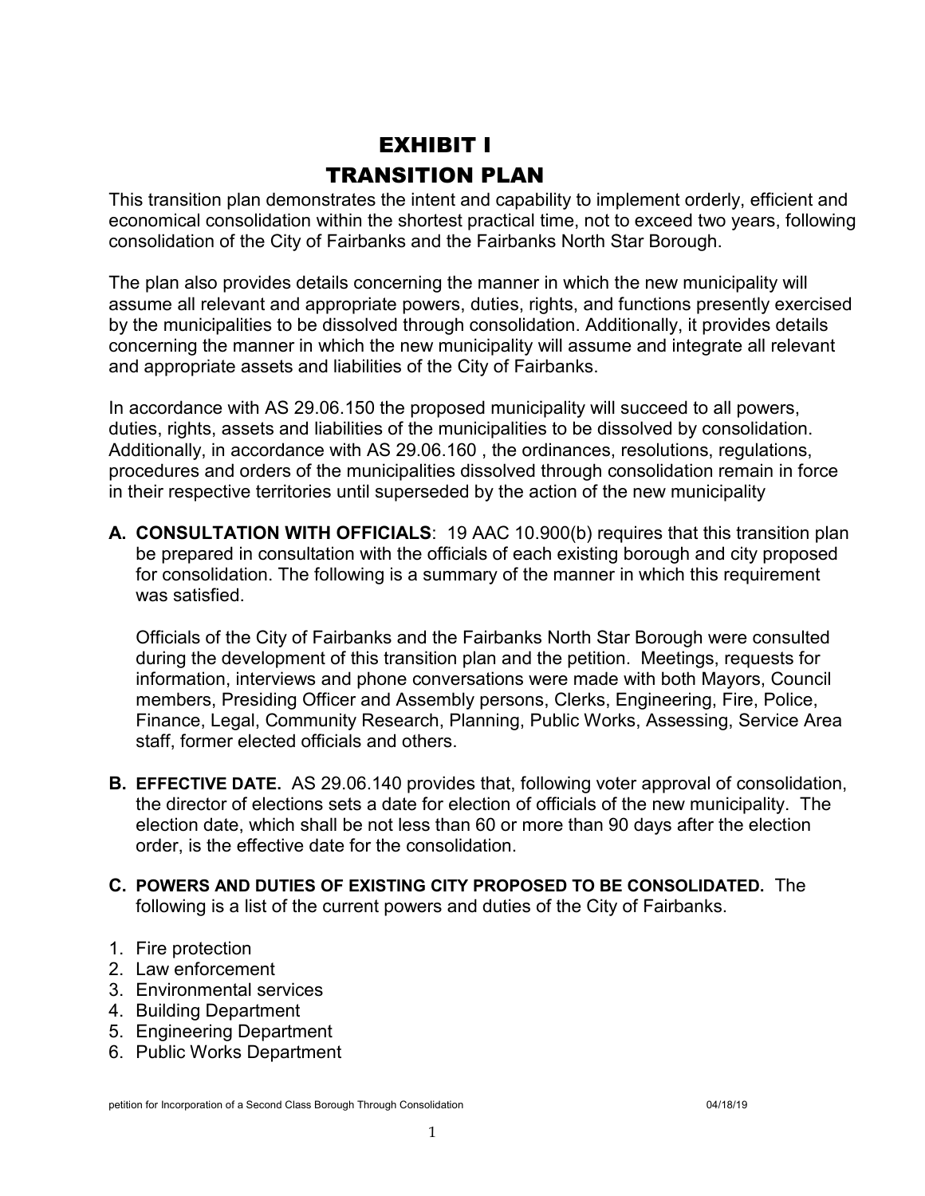# EXHIBIT I
# TRANSITION PLAN

This transition plan demonstrates the intent and capability to implement orderly, efficient and economical consolidation within the shortest practical time, not to exceed two years, following consolidation of the City of Fairbanks and the Fairbanks North Star Borough.

The plan also provides details concerning the manner in which the new municipality will assume all relevant and appropriate powers, duties, rights, and functions presently exercised by the municipalities to be dissolved through consolidation. Additionally, it provides details concerning the manner in which the new municipality will assume and integrate all relevant and appropriate assets and liabilities of the City of Fairbanks.

In accordance with AS 29.06.150 the proposed municipality will succeed to all powers, duties, rights, assets and liabilities of the municipalities to be dissolved by consolidation. Additionally, in accordance with AS 29.06.160 , the ordinances, resolutions, regulations, procedures and orders of the municipalities dissolved through consolidation remain in force in their respective territories until superseded by the action of the new municipality

**A. CONSULTATION WITH OFFICIALS**: 19 AAC 10.900(b) requires that this transition plan be prepared in consultation with the officials of each existing borough and city proposed for consolidation. The following is a summary of the manner in which this requirement was satisfied.

Officials of the City of Fairbanks and the Fairbanks North Star Borough were consulted during the development of this transition plan and the petition. Meetings, requests for information, interviews and phone conversations were made with both Mayors, Council members, Presiding Officer and Assembly persons, Clerks, Engineering, Fire, Police, Finance, Legal, Community Research, Planning, Public Works, Assessing, Service Area staff, former elected officials and others.

**B. EFFECTIVE DATE.** AS 29.06.140 provides that, following voter approval of consolidation, the director of elections sets a date for election of officials of the new municipality. The election date, which shall be not less than 60 or more than 90 days after the election order, is the effective date for the consolidation.

**C. POWERS AND DUTIES OF EXISTING CITY PROPOSED TO BE CONSOLIDATED.** The following is a list of the current powers and duties of the City of Fairbanks.

1. Fire protection
2. Law enforcement
3. Environmental services
4. Building Department
5. Engineering Department
6. Public Works Department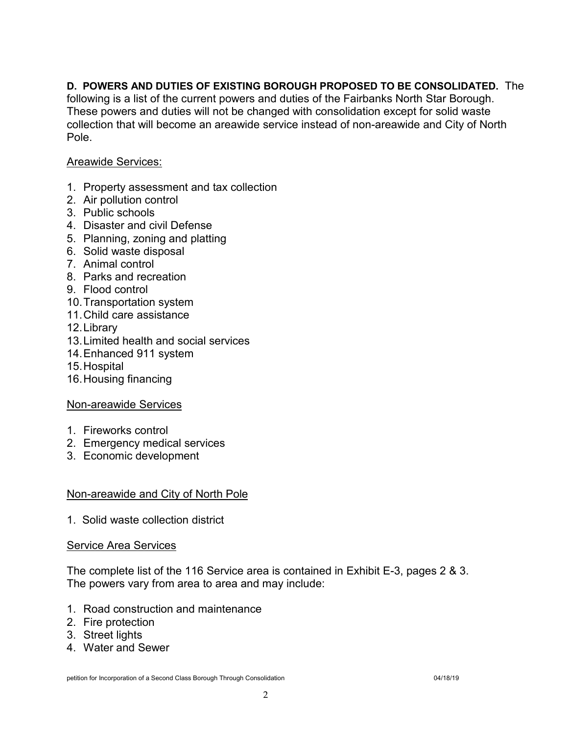**D. POWERS AND DUTIES OF EXISTING BOROUGH PROPOSED TO BE CONSOLIDATED.** The following is a list of the current powers and duties of the Fairbanks North Star Borough. These powers and duties will not be changed with consolidation except for solid waste collection that will become an areawide service instead of non-areawide and City of North Pole.

<u>Areawide Services:</u>

1. Property assessment and tax collection
2. Air pollution control
3. Public schools
4. Disaster and civil Defense
5. Planning, zoning and platting
6. Solid waste disposal
7. Animal control
8. Parks and recreation
9. Flood control
10. Transportation system
11. Child care assistance
12. Library
13. Limited health and social services
14. Enhanced 911 system
15. Hospital
16. Housing financing

<u>Non-areawide Services</u>

1. Fireworks control
2. Emergency medical services
3. Economic development

<u>Non-areawide and City of North Pole</u>

1. Solid waste collection district

<u>Service Area Services</u>

The complete list of the 116 Service area is contained in Exhibit E-3, pages 2 & 3. The powers vary from area to area and may include:

1. Road construction and maintenance
2. Fire protection
3. Street lights
4. Water and Sewer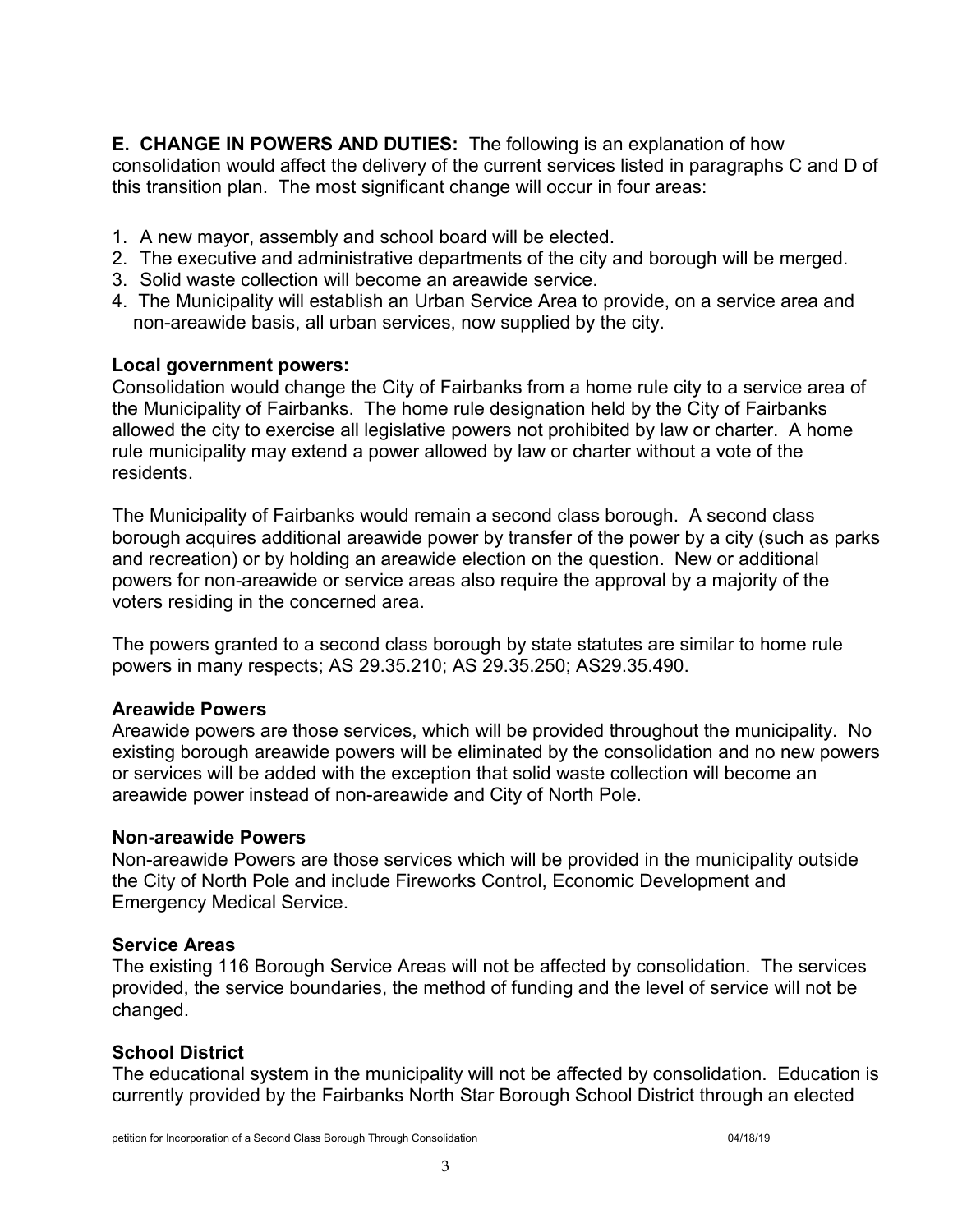**E. CHANGE IN POWERS AND DUTIES:** The following is an explanation of how consolidation would affect the delivery of the current services listed in paragraphs C and D of this transition plan. The most significant change will occur in four areas:

1. A new mayor, assembly and school board will be elected.
2. The executive and administrative departments of the city and borough will be merged.
3. Solid waste collection will become an areawide service.
4. The Municipality will establish an Urban Service Area to provide, on a service area and non-areawide basis, all urban services, now supplied by the city.

**Local government powers:**
Consolidation would change the City of Fairbanks from a home rule city to a service area of the Municipality of Fairbanks. The home rule designation held by the City of Fairbanks allowed the city to exercise all legislative powers not prohibited by law or charter. A home rule municipality may extend a power allowed by law or charter without a vote of the residents.

The Municipality of Fairbanks would remain a second class borough. A second class borough acquires additional areawide power by transfer of the power by a city (such as parks and recreation) or by holding an areawide election on the question. New or additional powers for non-areawide or service areas also require the approval by a majority of the voters residing in the concerned area.

The powers granted to a second class borough by state statutes are similar to home rule powers in many respects; AS 29.35.210; AS 29.35.250; AS29.35.490.

**Areawide Powers**
Areawide powers are those services, which will be provided throughout the municipality. No existing borough areawide powers will be eliminated by the consolidation and no new powers or services will be added with the exception that solid waste collection will become an areawide power instead of non-areawide and City of North Pole.

**Non-areawide Powers**
Non-areawide Powers are those services which will be provided in the municipality outside the City of North Pole and include Fireworks Control, Economic Development and Emergency Medical Service.

**Service Areas**
The existing 116 Borough Service Areas will not be affected by consolidation. The services provided, the service boundaries, the method of funding and the level of service will not be changed.

**School District**
The educational system in the municipality will not be affected by consolidation. Education is currently provided by the Fairbanks North Star Borough School District through an elected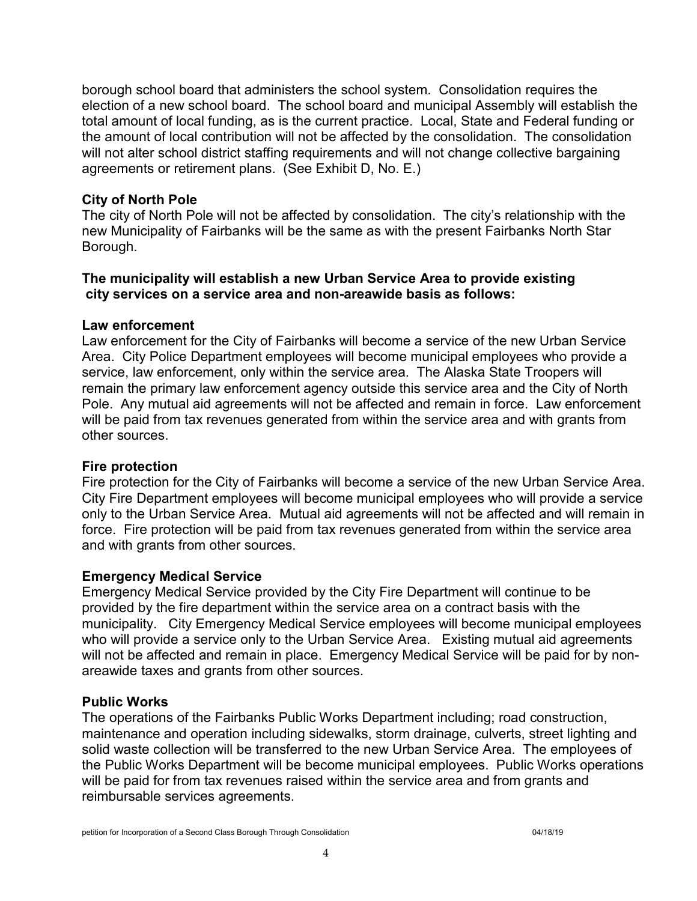borough school board that administers the school system. Consolidation requires the election of a new school board. The school board and municipal Assembly will establish the total amount of local funding, as is the current practice. Local, State and Federal funding or the amount of local contribution will not be affected by the consolidation. The consolidation will not alter school district staffing requirements and will not change collective bargaining agreements or retirement plans. (See Exhibit D, No. E.)

**City of North Pole**

The city of North Pole will not be affected by consolidation. The city's relationship with the new Municipality of Fairbanks will be the same as with the present Fairbanks North Star Borough.

**The municipality will establish a new Urban Service Area to provide existing city services on a service area and non-areawide basis as follows:**

**Law enforcement**

Law enforcement for the City of Fairbanks will become a service of the new Urban Service Area. City Police Department employees will become municipal employees who provide a service, law enforcement, only within the service area. The Alaska State Troopers will remain the primary law enforcement agency outside this service area and the City of North Pole. Any mutual aid agreements will not be affected and remain in force. Law enforcement will be paid from tax revenues generated from within the service area and with grants from other sources.

**Fire protection**

Fire protection for the City of Fairbanks will become a service of the new Urban Service Area. City Fire Department employees will become municipal employees who will provide a service only to the Urban Service Area. Mutual aid agreements will not be affected and will remain in force. Fire protection will be paid from tax revenues generated from within the service area and with grants from other sources.

**Emergency Medical Service**

Emergency Medical Service provided by the City Fire Department will continue to be provided by the fire department within the service area on a contract basis with the municipality. City Emergency Medical Service employees will become municipal employees who will provide a service only to the Urban Service Area. Existing mutual aid agreements will not be affected and remain in place. Emergency Medical Service will be paid for by non-areawide taxes and grants from other sources.

**Public Works**

The operations of the Fairbanks Public Works Department including; road construction, maintenance and operation including sidewalks, storm drainage, culverts, street lighting and solid waste collection will be transferred to the new Urban Service Area. The employees of the Public Works Department will be become municipal employees. Public Works operations will be paid for from tax revenues raised within the service area and from grants and reimbursable services agreements.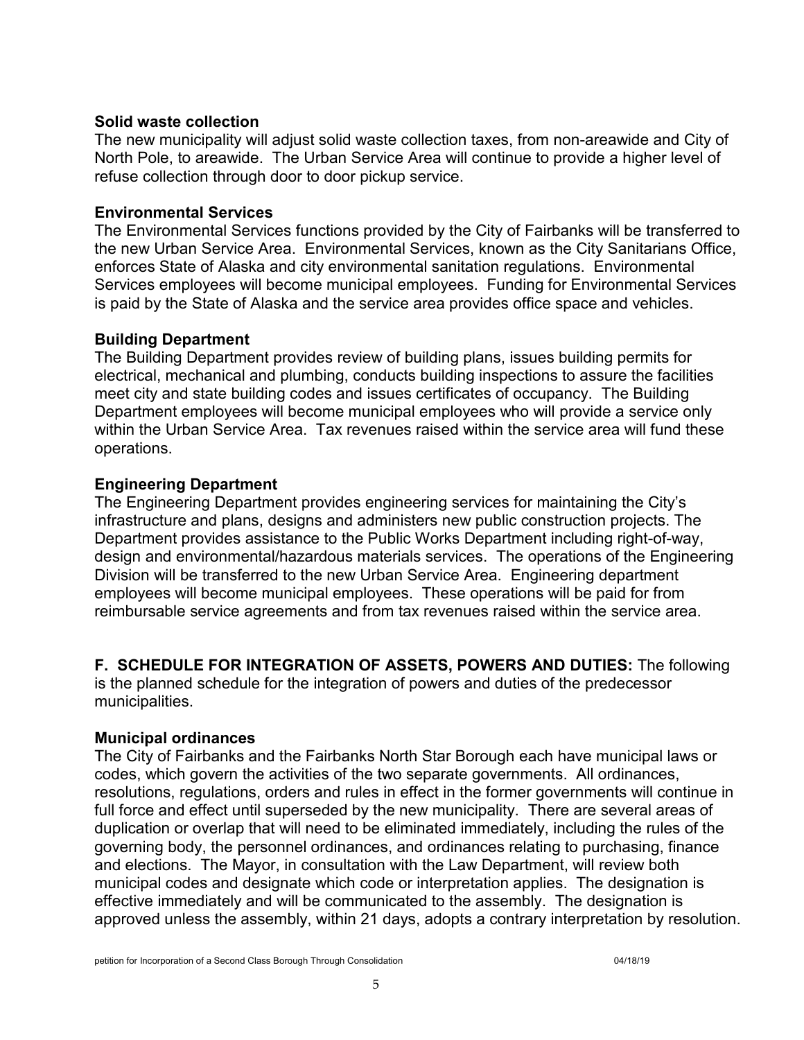**Solid waste collection**
The new municipality will adjust solid waste collection taxes, from non-areawide and City of North Pole, to areawide. The Urban Service Area will continue to provide a higher level of refuse collection through door to door pickup service.

**Environmental Services**
The Environmental Services functions provided by the City of Fairbanks will be transferred to the new Urban Service Area. Environmental Services, known as the City Sanitarians Office, enforces State of Alaska and city environmental sanitation regulations. Environmental Services employees will become municipal employees. Funding for Environmental Services is paid by the State of Alaska and the service area provides office space and vehicles.

**Building Department**
The Building Department provides review of building plans, issues building permits for electrical, mechanical and plumbing, conducts building inspections to assure the facilities meet city and state building codes and issues certificates of occupancy. The Building Department employees will become municipal employees who will provide a service only within the Urban Service Area. Tax revenues raised within the service area will fund these operations.

**Engineering Department**
The Engineering Department provides engineering services for maintaining the City's infrastructure and plans, designs and administers new public construction projects. The Department provides assistance to the Public Works Department including right-of-way, design and environmental/hazardous materials services. The operations of the Engineering Division will be transferred to the new Urban Service Area. Engineering department employees will become municipal employees. These operations will be paid for from reimbursable service agreements and from tax revenues raised within the service area.

**F. SCHEDULE FOR INTEGRATION OF ASSETS, POWERS AND DUTIES:** The following is the planned schedule for the integration of powers and duties of the predecessor municipalities.

**Municipal ordinances**
The City of Fairbanks and the Fairbanks North Star Borough each have municipal laws or codes, which govern the activities of the two separate governments. All ordinances, resolutions, regulations, orders and rules in effect in the former governments will continue in full force and effect until superseded by the new municipality. There are several areas of duplication or overlap that will need to be eliminated immediately, including the rules of the governing body, the personnel ordinances, and ordinances relating to purchasing, finance and elections. The Mayor, in consultation with the Law Department, will review both municipal codes and designate which code or interpretation applies. The designation is effective immediately and will be communicated to the assembly. The designation is approved unless the assembly, within 21 days, adopts a contrary interpretation by resolution.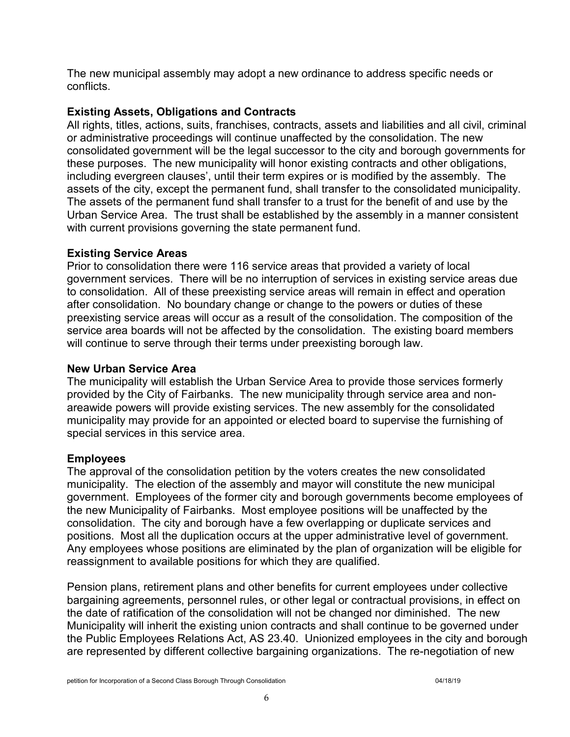The new municipal assembly may adopt a new ordinance to address specific needs or conflicts.

**Existing Assets, Obligations and Contracts**

All rights, titles, actions, suits, franchises, contracts, assets and liabilities and all civil, criminal or administrative proceedings will continue unaffected by the consolidation. The new consolidated government will be the legal successor to the city and borough governments for these purposes. The new municipality will honor existing contracts and other obligations, including evergreen clauses', until their term expires or is modified by the assembly. The assets of the city, except the permanent fund, shall transfer to the consolidated municipality. The assets of the permanent fund shall transfer to a trust for the benefit of and use by the Urban Service Area. The trust shall be established by the assembly in a manner consistent with current provisions governing the state permanent fund.

**Existing Service Areas**

Prior to consolidation there were 116 service areas that provided a variety of local government services. There will be no interruption of services in existing service areas due to consolidation. All of these preexisting service areas will remain in effect and operation after consolidation. No boundary change or change to the powers or duties of these preexisting service areas will occur as a result of the consolidation. The composition of the service area boards will not be affected by the consolidation. The existing board members will continue to serve through their terms under preexisting borough law.

**New Urban Service Area**

The municipality will establish the Urban Service Area to provide those services formerly provided by the City of Fairbanks. The new municipality through service area and non-areawide powers will provide existing services. The new assembly for the consolidated municipality may provide for an appointed or elected board to supervise the furnishing of special services in this service area.

**Employees**

The approval of the consolidation petition by the voters creates the new consolidated municipality. The election of the assembly and mayor will constitute the new municipal government. Employees of the former city and borough governments become employees of the new Municipality of Fairbanks. Most employee positions will be unaffected by the consolidation. The city and borough have a few overlapping or duplicate services and positions. Most all the duplication occurs at the upper administrative level of government. Any employees whose positions are eliminated by the plan of organization will be eligible for reassignment to available positions for which they are qualified.

Pension plans, retirement plans and other benefits for current employees under collective bargaining agreements, personnel rules, or other legal or contractual provisions, in effect on the date of ratification of the consolidation will not be changed nor diminished. The new Municipality will inherit the existing union contracts and shall continue to be governed under the Public Employees Relations Act, AS 23.40. Unionized employees in the city and borough are represented by different collective bargaining organizations. The re-negotiation of new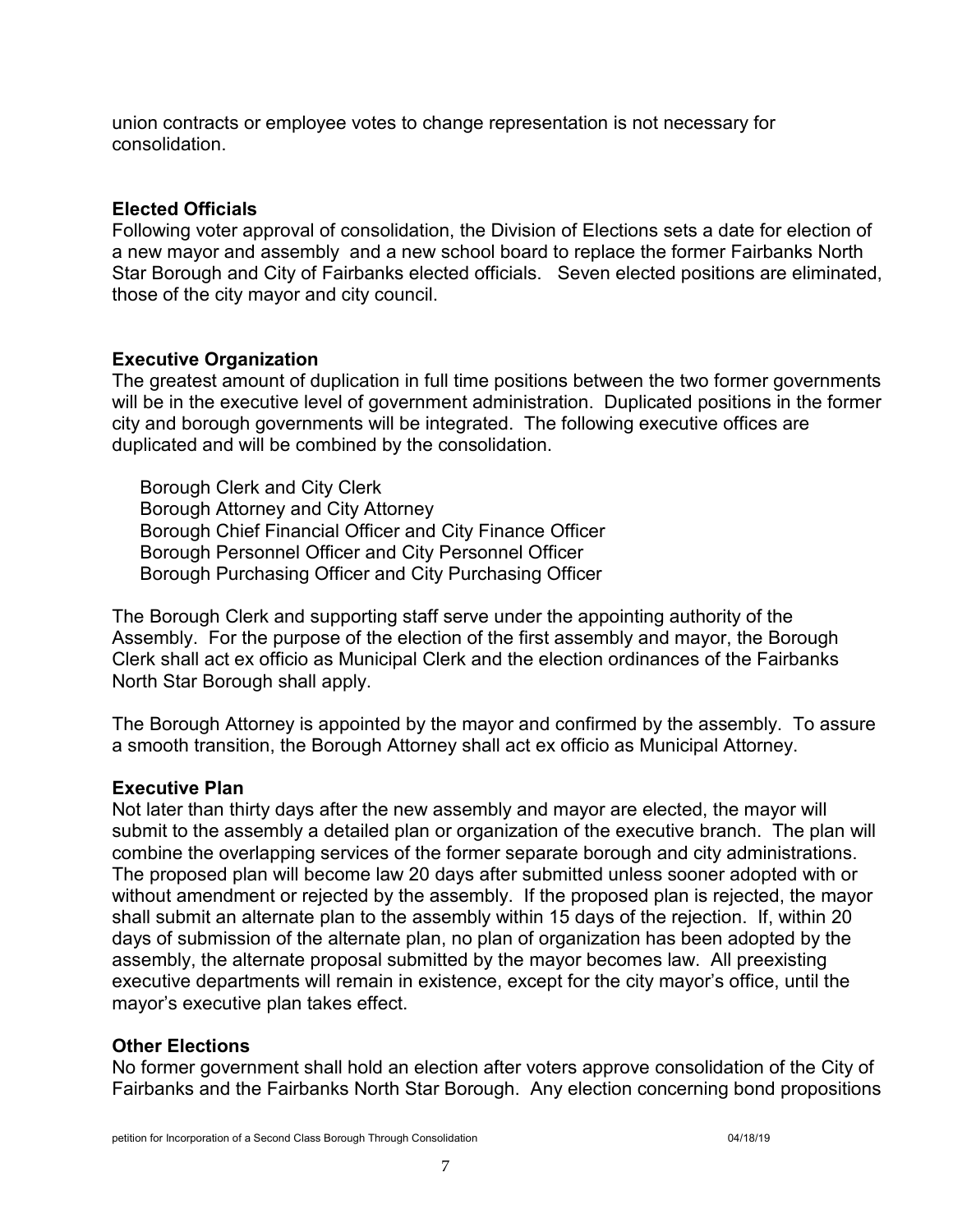union contracts or employee votes to change representation is not necessary for consolidation.

**Elected Officials**

Following voter approval of consolidation, the Division of Elections sets a date for election of a new mayor and assembly and a new school board to replace the former Fairbanks North Star Borough and City of Fairbanks elected officials. Seven elected positions are eliminated, those of the city mayor and city council.

**Executive Organization**

The greatest amount of duplication in full time positions between the two former governments will be in the executive level of government administration. Duplicated positions in the former city and borough governments will be integrated. The following executive offices are duplicated and will be combined by the consolidation.

Borough Clerk and City Clerk
Borough Attorney and City Attorney
Borough Chief Financial Officer and City Finance Officer
Borough Personnel Officer and City Personnel Officer
Borough Purchasing Officer and City Purchasing Officer

The Borough Clerk and supporting staff serve under the appointing authority of the Assembly. For the purpose of the election of the first assembly and mayor, the Borough Clerk shall act ex officio as Municipal Clerk and the election ordinances of the Fairbanks North Star Borough shall apply.

The Borough Attorney is appointed by the mayor and confirmed by the assembly. To assure a smooth transition, the Borough Attorney shall act ex officio as Municipal Attorney.

**Executive Plan**

Not later than thirty days after the new assembly and mayor are elected, the mayor will submit to the assembly a detailed plan or organization of the executive branch. The plan will combine the overlapping services of the former separate borough and city administrations. The proposed plan will become law 20 days after submitted unless sooner adopted with or without amendment or rejected by the assembly. If the proposed plan is rejected, the mayor shall submit an alternate plan to the assembly within 15 days of the rejection. If, within 20 days of submission of the alternate plan, no plan of organization has been adopted by the assembly, the alternate proposal submitted by the mayor becomes law. All preexisting executive departments will remain in existence, except for the city mayor's office, until the mayor's executive plan takes effect.

**Other Elections**

No former government shall hold an election after voters approve consolidation of the City of Fairbanks and the Fairbanks North Star Borough. Any election concerning bond propositions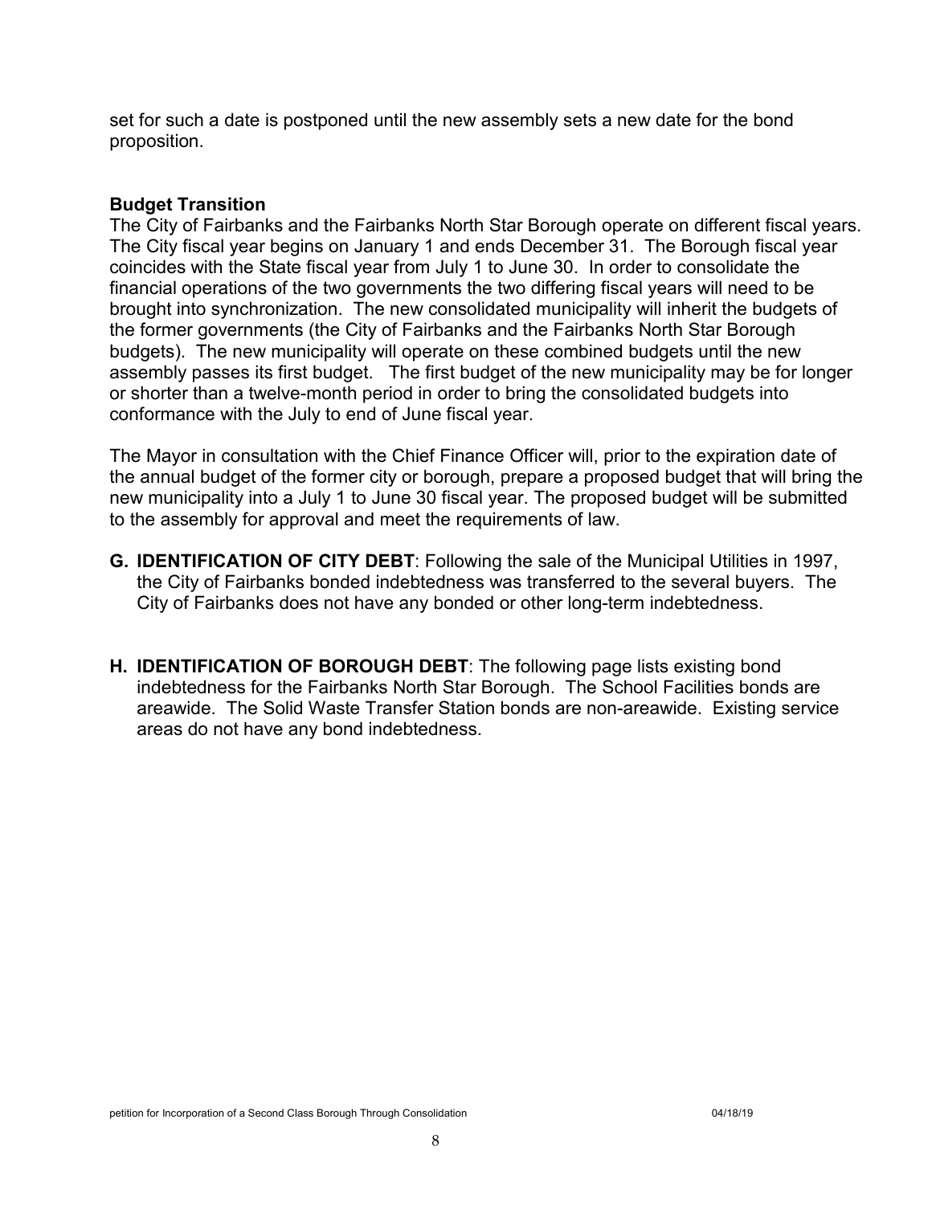set for such a date is postponed until the new assembly sets a new date for the bond proposition.

**Budget Transition**

The City of Fairbanks and the Fairbanks North Star Borough operate on different fiscal years. The City fiscal year begins on January 1 and ends December 31. The Borough fiscal year coincides with the State fiscal year from July 1 to June 30. In order to consolidate the financial operations of the two governments the two differing fiscal years will need to be brought into synchronization. The new consolidated municipality will inherit the budgets of the former governments (the City of Fairbanks and the Fairbanks North Star Borough budgets). The new municipality will operate on these combined budgets until the new assembly passes its first budget. The first budget of the new municipality may be for longer or shorter than a twelve-month period in order to bring the consolidated budgets into conformance with the July to end of June fiscal year.

The Mayor in consultation with the Chief Finance Officer will, prior to the expiration date of the annual budget of the former city or borough, prepare a proposed budget that will bring the new municipality into a July 1 to June 30 fiscal year. The proposed budget will be submitted to the assembly for approval and meet the requirements of law.

**G. IDENTIFICATION OF CITY DEBT**: Following the sale of the Municipal Utilities in 1997, the City of Fairbanks bonded indebtedness was transferred to the several buyers. The City of Fairbanks does not have any bonded or other long-term indebtedness.

**H. IDENTIFICATION OF BOROUGH DEBT**: The following page lists existing bond indebtedness for the Fairbanks North Star Borough. The School Facilities bonds are areawide. The Solid Waste Transfer Station bonds are non-areawide. Existing service areas do not have any bond indebtedness.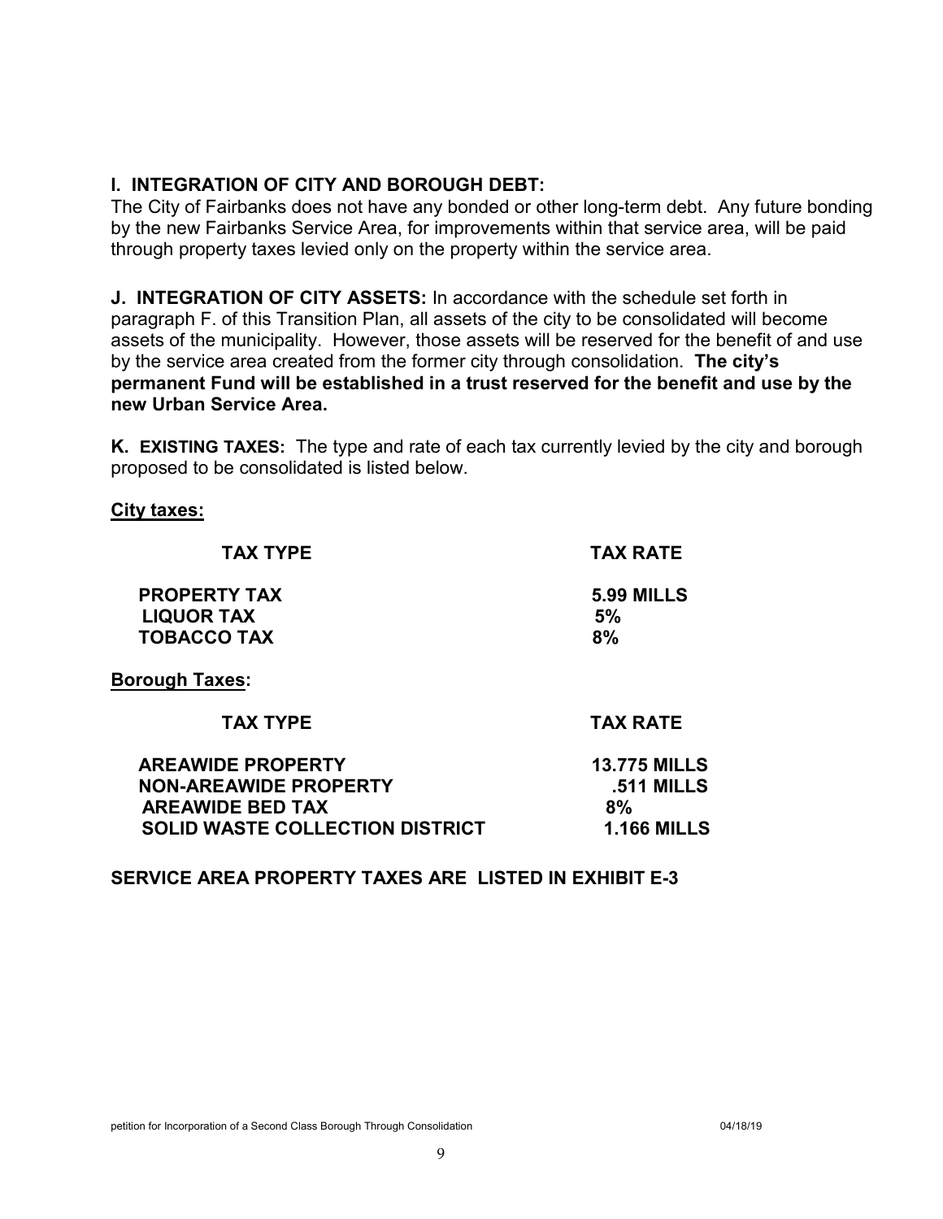**I. INTEGRATION OF CITY AND BOROUGH DEBT:**
The City of Fairbanks does not have any bonded or other long-term debt. Any future bonding by the new Fairbanks Service Area, for improvements within that service area, will be paid through property taxes levied only on the property within the service area.

**J. INTEGRATION OF CITY ASSETS:** In accordance with the schedule set forth in paragraph F. of this Transition Plan, all assets of the city to be consolidated will become assets of the municipality. However, those assets will be reserved for the benefit of and use by the service area created from the former city through consolidation. **The city's permanent Fund will be established in a trust reserved for the benefit and use by the new Urban Service Area.**

**K. EXISTING TAXES:** The type and rate of each tax currently levied by the city and borough proposed to be consolidated is listed below.

**City taxes:**

| TAX TYPE | TAX RATE |
|---|---|
| PROPERTY TAX | 5.99 MILLS |
| LIQUOR TAX | 5% |
| TOBACCO TAX | 8% |

**Borough Taxes:**

| TAX TYPE | TAX RATE |
|---|---|
| AREAWIDE PROPERTY | 13.775 MILLS |
| NON-AREAWIDE PROPERTY | .511 MILLS |
| AREAWIDE BED TAX | 8% |
| SOLID WASTE COLLECTION DISTRICT | 1.166 MILLS |

**SERVICE AREA PROPERTY TAXES ARE LISTED IN EXHIBIT E-3**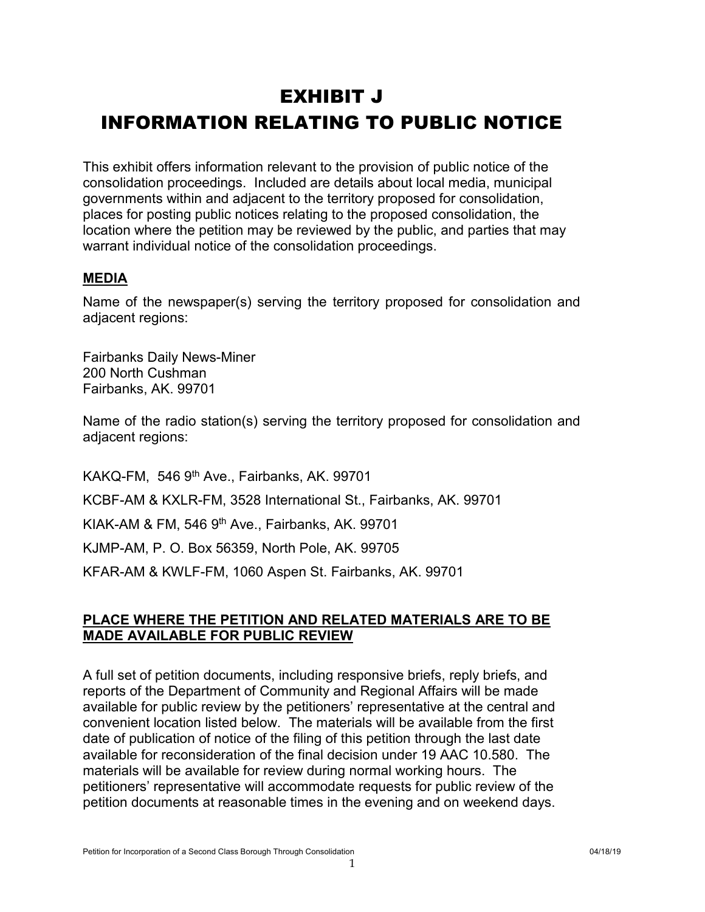# EXHIBIT J
# INFORMATION RELATING TO PUBLIC NOTICE

This exhibit offers information relevant to the provision of public notice of the consolidation proceedings. Included are details about local media, municipal governments within and adjacent to the territory proposed for consolidation, places for posting public notices relating to the proposed consolidation, the location where the petition may be reviewed by the public, and parties that may warrant individual notice of the consolidation proceedings.

## MEDIA

Name of the newspaper(s) serving the territory proposed for consolidation and adjacent regions:

Fairbanks Daily News-Miner
200 North Cushman
Fairbanks, AK. 99701

Name of the radio station(s) serving the territory proposed for consolidation and adjacent regions:

KAKQ-FM, 546 9th Ave., Fairbanks, AK. 99701

KCBF-AM & KXLR-FM, 3528 International St., Fairbanks, AK. 99701

KIAK-AM & FM, 546 9th Ave., Fairbanks, AK. 99701

KJMP-AM, P. O. Box 56359, North Pole, AK. 99705

KFAR-AM & KWLF-FM, 1060 Aspen St. Fairbanks, AK. 99701

## PLACE WHERE THE PETITION AND RELATED MATERIALS ARE TO BE MADE AVAILABLE FOR PUBLIC REVIEW

A full set of petition documents, including responsive briefs, reply briefs, and reports of the Department of Community and Regional Affairs will be made available for public review by the petitioners' representative at the central and convenient location listed below. The materials will be available from the first date of publication of notice of the filing of this petition through the last date available for reconsideration of the final decision under 19 AAC 10.580. The materials will be available for review during normal working hours. The petitioners' representative will accommodate requests for public review of the petition documents at reasonable times in the evening and on weekend days.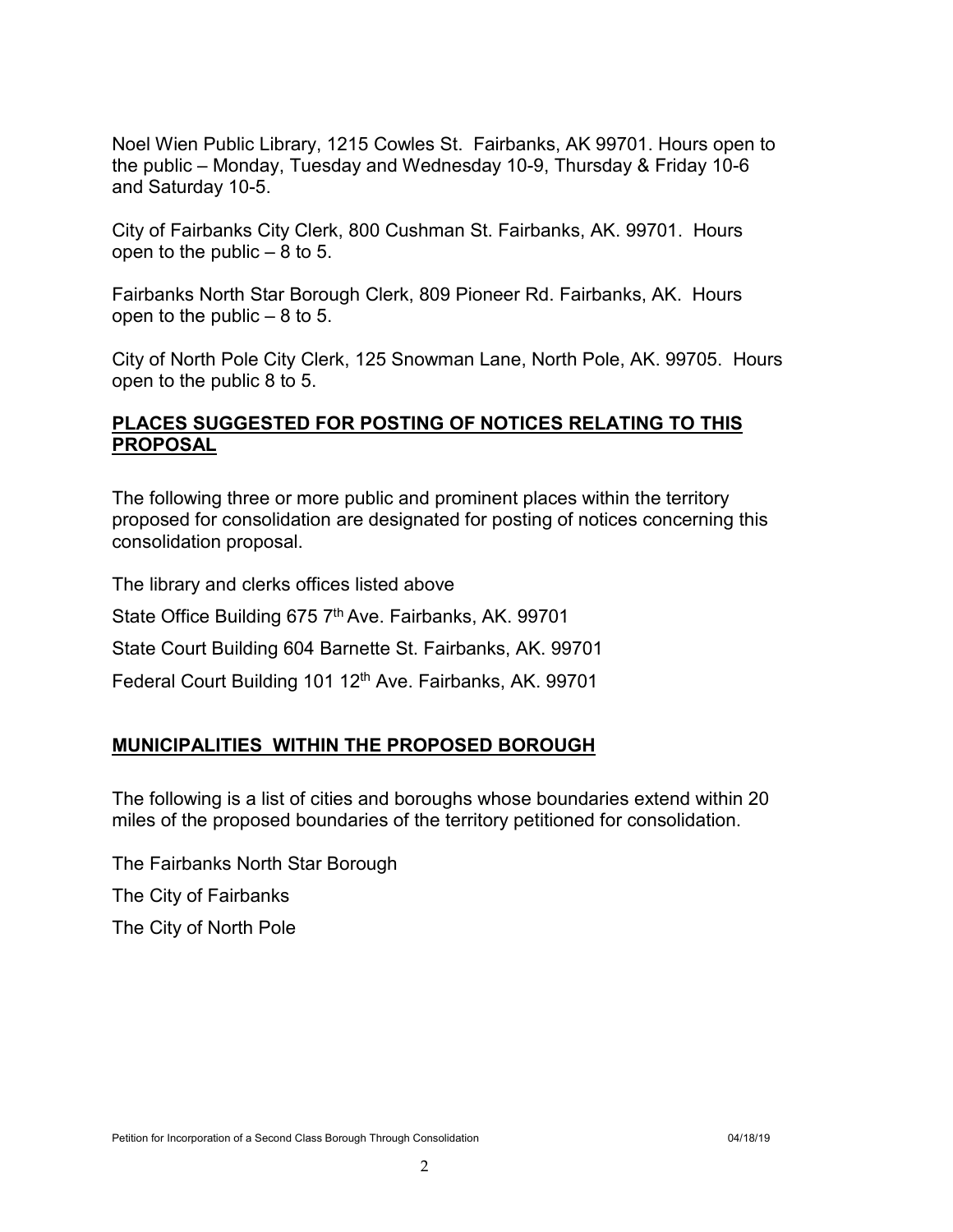Noel Wien Public Library, 1215 Cowles St. Fairbanks, AK 99701. Hours open to the public – Monday, Tuesday and Wednesday 10-9, Thursday & Friday 10-6 and Saturday 10-5.

City of Fairbanks City Clerk, 800 Cushman St. Fairbanks, AK. 99701. Hours open to the public – 8 to 5.

Fairbanks North Star Borough Clerk, 809 Pioneer Rd. Fairbanks, AK. Hours open to the public – 8 to 5.

City of North Pole City Clerk, 125 Snowman Lane, North Pole, AK. 99705. Hours open to the public 8 to 5.

## PLACES SUGGESTED FOR POSTING OF NOTICES RELATING TO THIS PROPOSAL

The following three or more public and prominent places within the territory proposed for consolidation are designated for posting of notices concerning this consolidation proposal.

The library and clerks offices listed above

State Office Building 675 7th Ave. Fairbanks, AK. 99701

State Court Building 604 Barnette St. Fairbanks, AK. 99701

Federal Court Building 101 12th Ave. Fairbanks, AK. 99701

## MUNICIPALITIES WITHIN THE PROPOSED BOROUGH

The following is a list of cities and boroughs whose boundaries extend within 20 miles of the proposed boundaries of the territory petitioned for consolidation.

The Fairbanks North Star Borough

The City of Fairbanks

The City of North Pole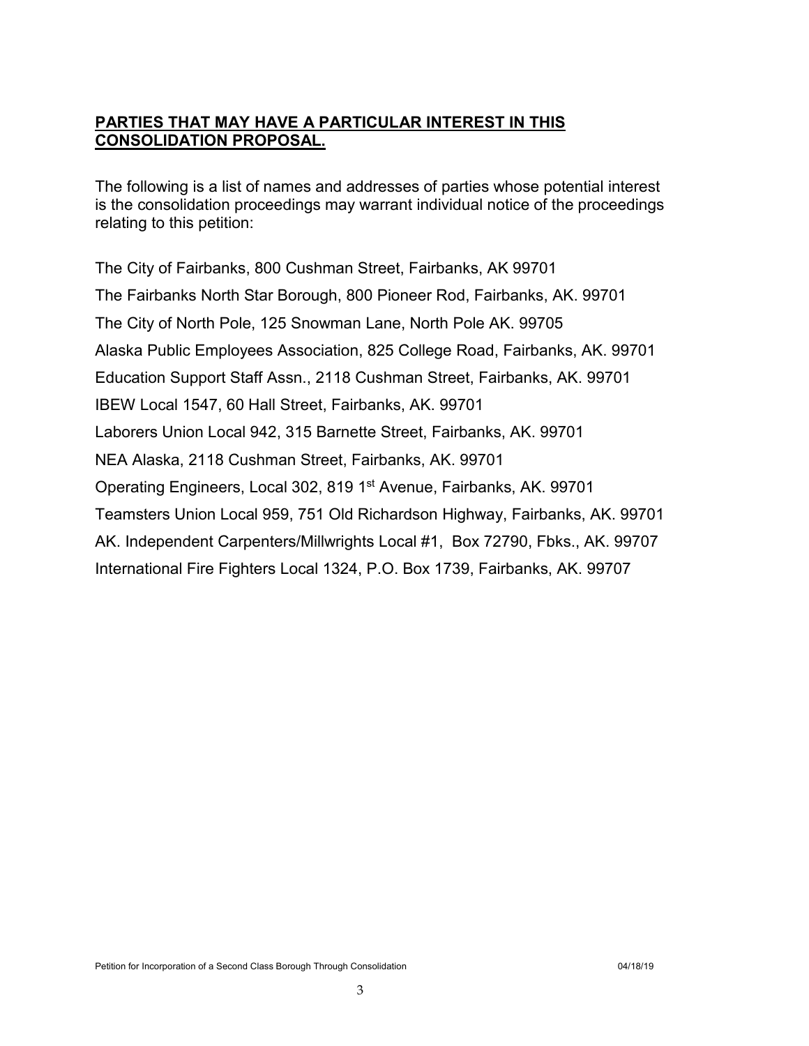## PARTIES THAT MAY HAVE A PARTICULAR INTEREST IN THIS CONSOLIDATION PROPOSAL.

The following is a list of names and addresses of parties whose potential interest is the consolidation proceedings may warrant individual notice of the proceedings relating to this petition:

The City of Fairbanks, 800 Cushman Street, Fairbanks, AK 99701

The Fairbanks North Star Borough, 800 Pioneer Rod, Fairbanks, AK. 99701

The City of North Pole, 125 Snowman Lane, North Pole AK. 99705

Alaska Public Employees Association, 825 College Road, Fairbanks, AK. 99701

Education Support Staff Assn., 2118 Cushman Street, Fairbanks, AK. 99701

IBEW Local 1547, 60 Hall Street, Fairbanks, AK. 99701

Laborers Union Local 942, 315 Barnette Street, Fairbanks, AK. 99701

NEA Alaska, 2118 Cushman Street, Fairbanks, AK. 99701

Operating Engineers, Local 302, 819 1st Avenue, Fairbanks, AK. 99701

Teamsters Union Local 959, 751 Old Richardson Highway, Fairbanks, AK. 99701

AK. Independent Carpenters/Millwrights Local #1, Box 72790, Fbks., AK. 99707

International Fire Fighters Local 1324, P.O. Box 1739, Fairbanks, AK. 99707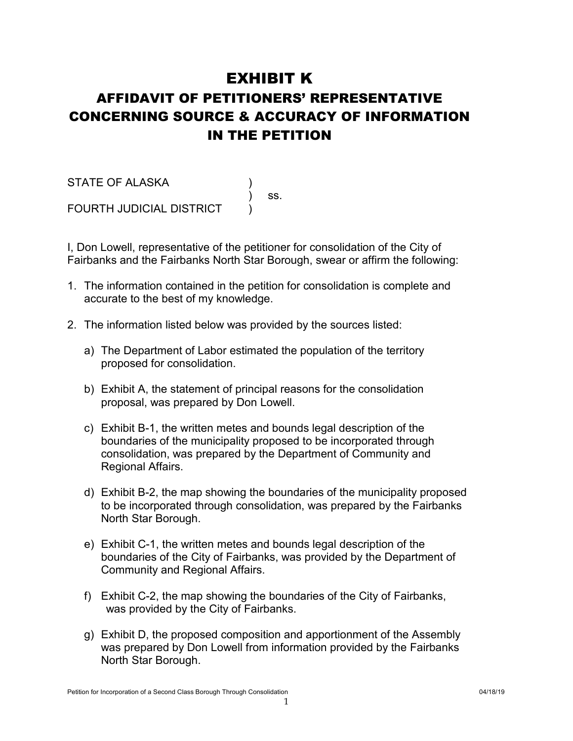# EXHIBIT K

## AFFIDAVIT OF PETITIONERS' REPRESENTATIVE CONCERNING SOURCE & ACCURACY OF INFORMATION IN THE PETITION

STATE OF ALASKA )
) ss.
FOURTH JUDICIAL DISTRICT )

I, Don Lowell, representative of the petitioner for consolidation of the City of Fairbanks and the Fairbanks North Star Borough, swear or affirm the following:

1. The information contained in the petition for consolidation is complete and accurate to the best of my knowledge.

2. The information listed below was provided by the sources listed:

   a) The Department of Labor estimated the population of the territory proposed for consolidation.

   b) Exhibit A, the statement of principal reasons for the consolidation proposal, was prepared by Don Lowell.

   c) Exhibit B-1, the written metes and bounds legal description of the boundaries of the municipality proposed to be incorporated through consolidation, was prepared by the Department of Community and Regional Affairs.

   d) Exhibit B-2, the map showing the boundaries of the municipality proposed to be incorporated through consolidation, was prepared by the Fairbanks North Star Borough.

   e) Exhibit C-1, the written metes and bounds legal description of the boundaries of the City of Fairbanks, was provided by the Department of Community and Regional Affairs.

   f) Exhibit C-2, the map showing the boundaries of the City of Fairbanks, was provided by the City of Fairbanks.

   g) Exhibit D, the proposed composition and apportionment of the Assembly was prepared by Don Lowell from information provided by the Fairbanks North Star Borough.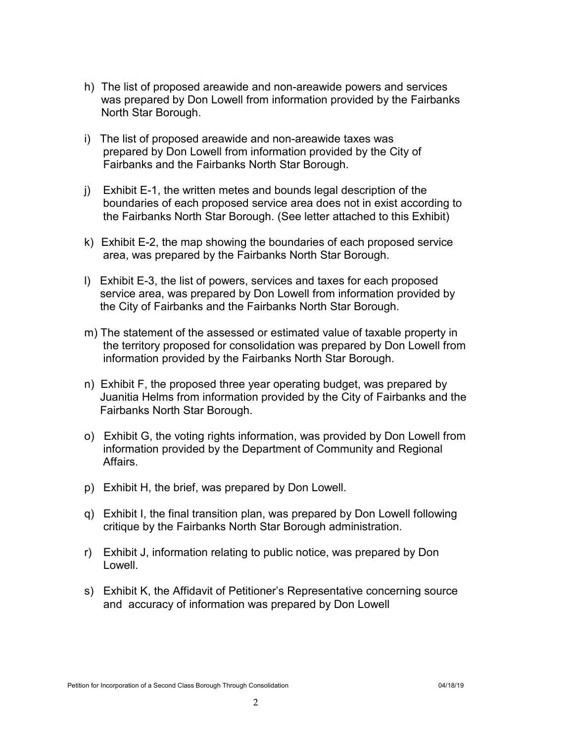h) The list of proposed areawide and non-areawide powers and services was prepared by Don Lowell from information provided by the Fairbanks North Star Borough.

i) The list of proposed areawide and non-areawide taxes was prepared by Don Lowell from information provided by the City of Fairbanks and the Fairbanks North Star Borough.

j) Exhibit E-1, the written metes and bounds legal description of the boundaries of each proposed service area does not in exist according to the Fairbanks North Star Borough. (See letter attached to this Exhibit)

k) Exhibit E-2, the map showing the boundaries of each proposed service area, was prepared by the Fairbanks North Star Borough.

l) Exhibit E-3, the list of powers, services and taxes for each proposed service area, was prepared by Don Lowell from information provided by the City of Fairbanks and the Fairbanks North Star Borough.

m) The statement of the assessed or estimated value of taxable property in the territory proposed for consolidation was prepared by Don Lowell from information provided by the Fairbanks North Star Borough.

n) Exhibit F, the proposed three year operating budget, was prepared by Juanitia Helms from information provided by the City of Fairbanks and the Fairbanks North Star Borough.

o) Exhibit G, the voting rights information, was provided by Don Lowell from information provided by the Department of Community and Regional Affairs.

p) Exhibit H, the brief, was prepared by Don Lowell.

q) Exhibit I, the final transition plan, was prepared by Don Lowell following critique by the Fairbanks North Star Borough administration.

r) Exhibit J, information relating to public notice, was prepared by Don Lowell.

s) Exhibit K, the Affidavit of Petitioner's Representative concerning source and accuracy of information was prepared by Don Lowell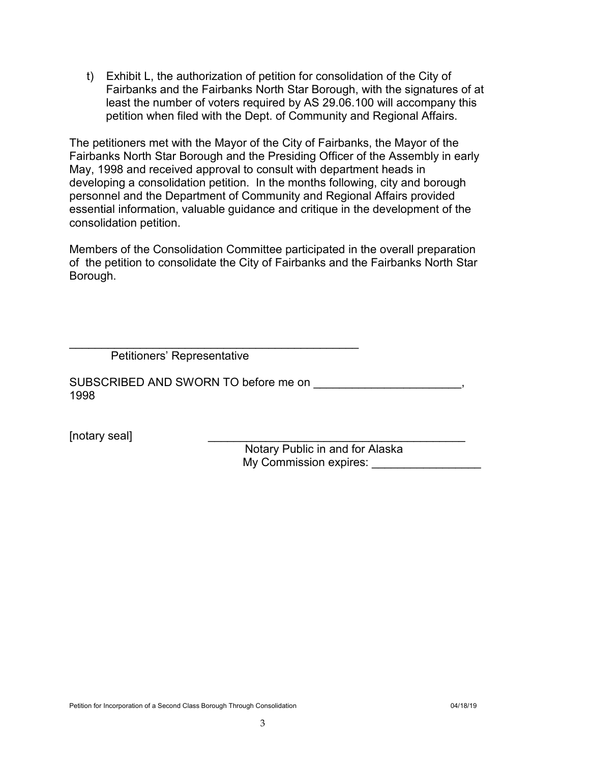t) Exhibit L, the authorization of petition for consolidation of the City of Fairbanks and the Fairbanks North Star Borough, with the signatures of at least the number of voters required by AS 29.06.100 will accompany this petition when filed with the Dept. of Community and Regional Affairs.

The petitioners met with the Mayor of the City of Fairbanks, the Mayor of the Fairbanks North Star Borough and the Presiding Officer of the Assembly in early May, 1998 and received approval to consult with department heads in developing a consolidation petition. In the months following, city and borough personnel and the Department of Community and Regional Affairs provided essential information, valuable guidance and critique in the development of the consolidation petition.

Members of the Consolidation Committee participated in the overall preparation of the petition to consolidate the City of Fairbanks and the Fairbanks North Star Borough.

_______________________________________________
Petitioners' Representative

SUBSCRIBED AND SWORN TO before me on _______________________, 1998

[notary seal] _________________________________________
Notary Public in and for Alaska
My Commission expires: _________________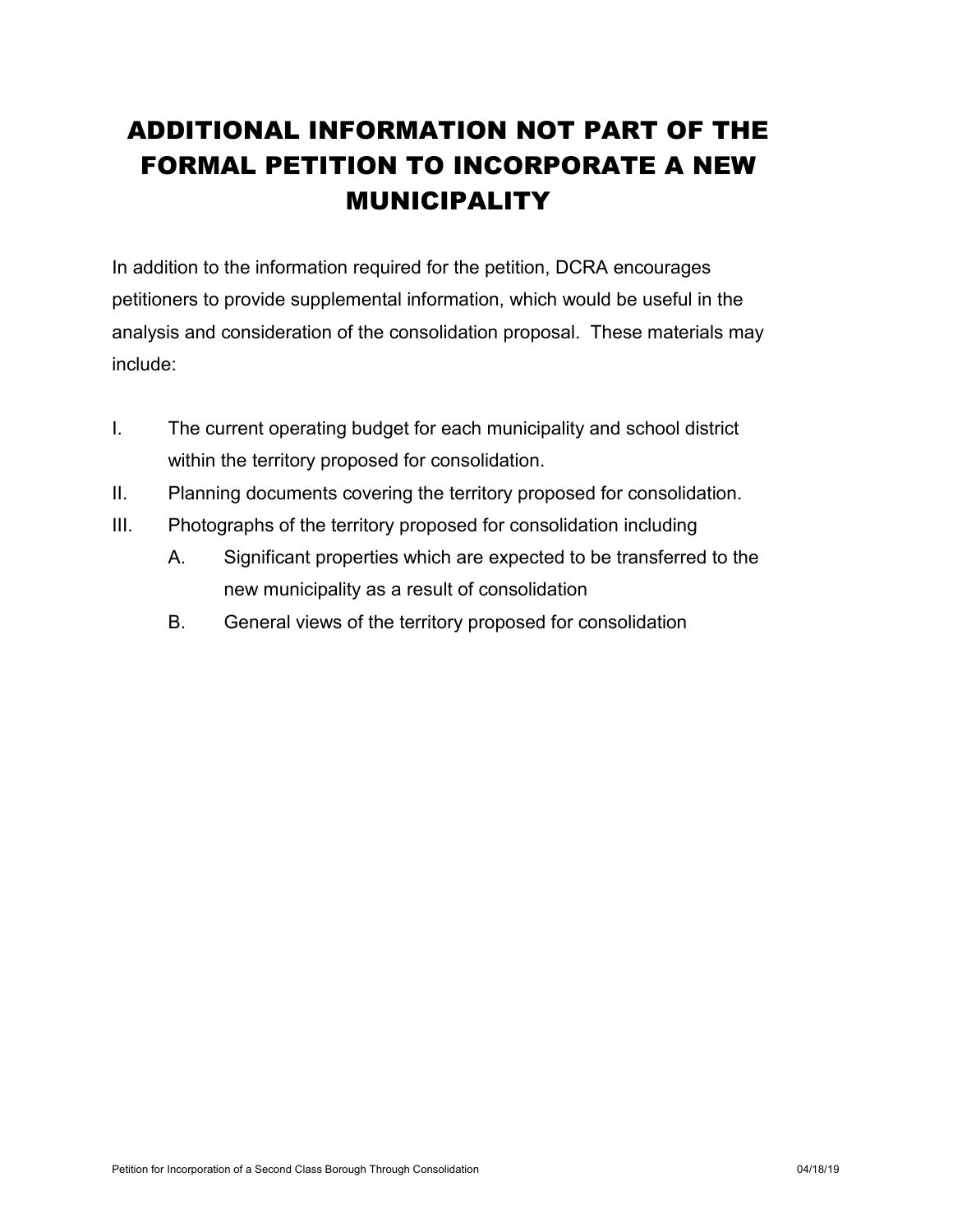# ADDITIONAL INFORMATION NOT PART OF THE FORMAL PETITION TO INCORPORATE A NEW MUNICIPALITY

In addition to the information required for the petition, DCRA encourages petitioners to provide supplemental information, which would be useful in the analysis and consideration of the consolidation proposal. These materials may include:

I. The current operating budget for each municipality and school district within the territory proposed for consolidation.

II. Planning documents covering the territory proposed for consolidation.

III. Photographs of the territory proposed for consolidation including

   A. Significant properties which are expected to be transferred to the new municipality as a result of consolidation

   B. General views of the territory proposed for consolidation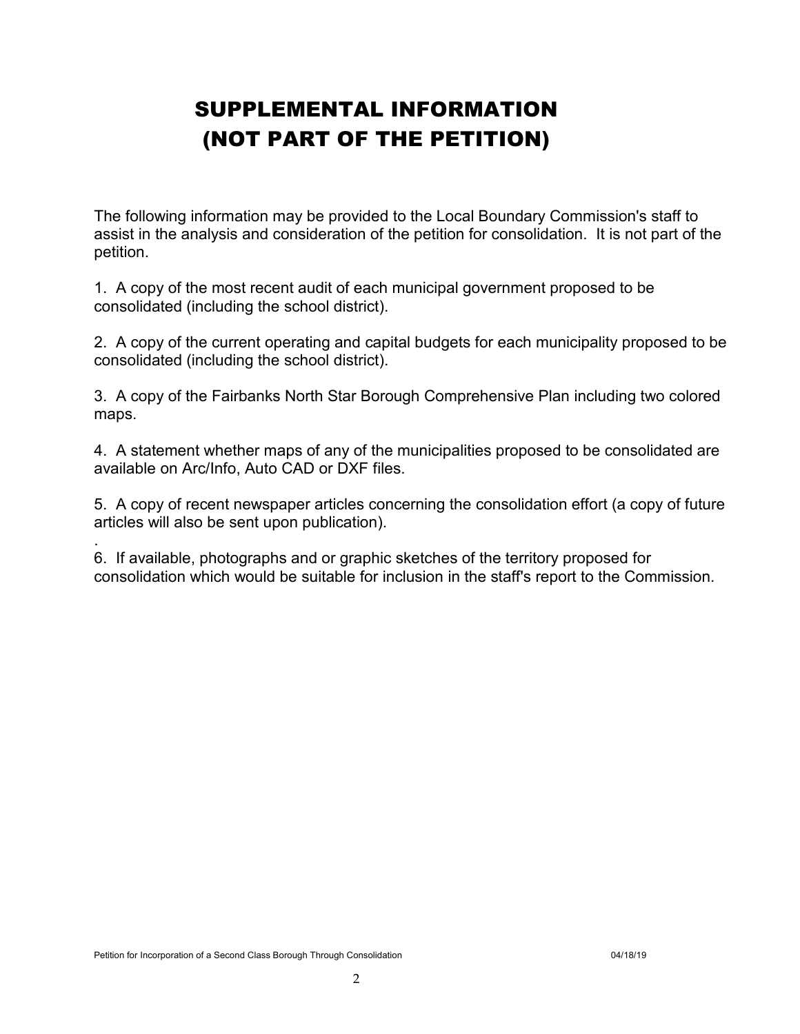# SUPPLEMENTAL INFORMATION (NOT PART OF THE PETITION)

The following information may be provided to the Local Boundary Commission's staff to assist in the analysis and consideration of the petition for consolidation. It is not part of the petition.

1. A copy of the most recent audit of each municipal government proposed to be consolidated (including the school district).

2. A copy of the current operating and capital budgets for each municipality proposed to be consolidated (including the school district).

3. A copy of the Fairbanks North Star Borough Comprehensive Plan including two colored maps.

4. A statement whether maps of any of the municipalities proposed to be consolidated are available on Arc/Info, Auto CAD or DXF files.

5. A copy of recent newspaper articles concerning the consolidation effort (a copy of future articles will also be sent upon publication).

.

6. If available, photographs and or graphic sketches of the territory proposed for consolidation which would be suitable for inclusion in the staff's report to the Commission.